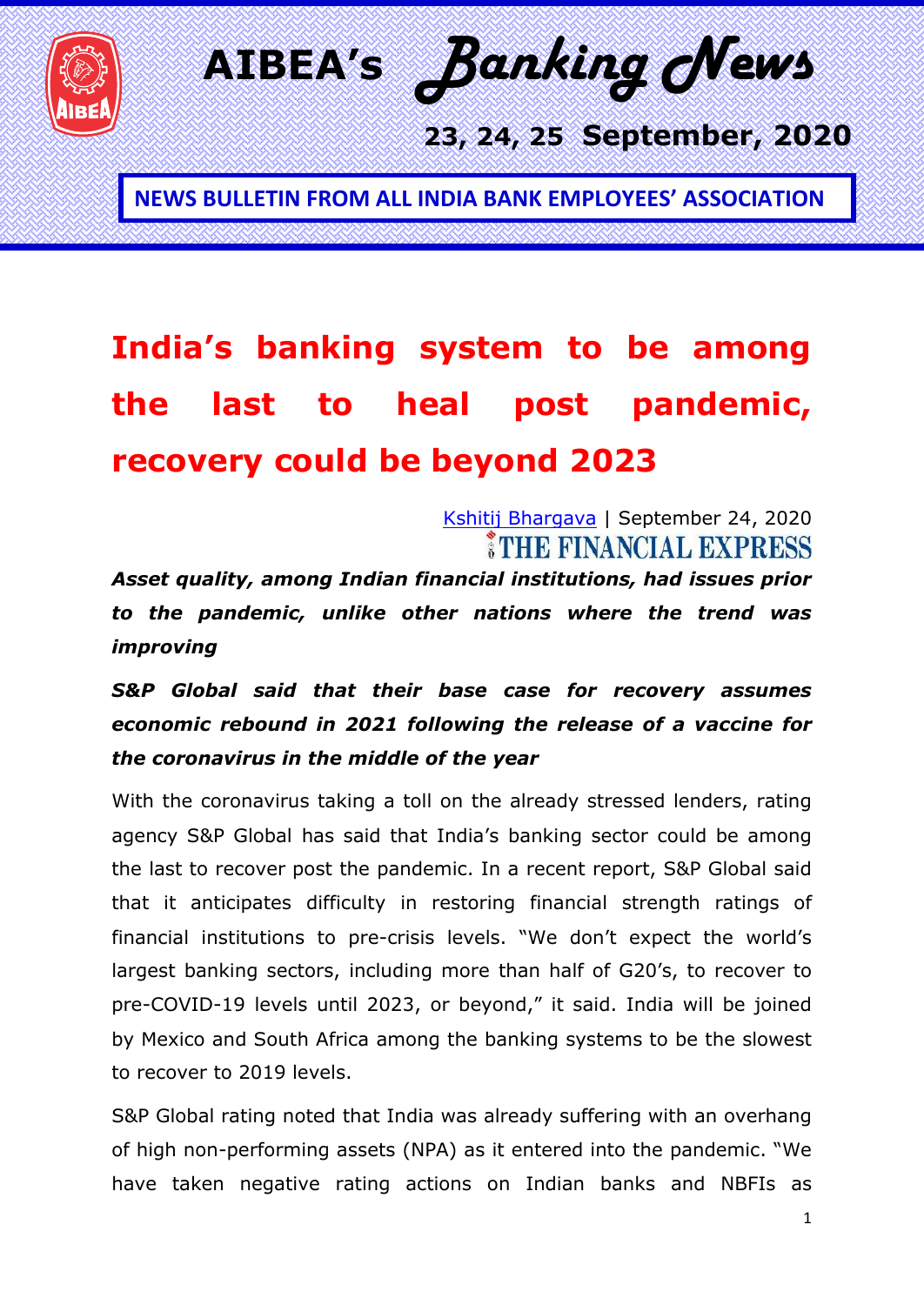# AIBEA's Banking News

**23, 24, 25 September, 2020**

**NEWS BULLETIN FROM ALL INDIA BANK EMPLOYEES' ASSOCIATION**

## India's banking system to be among the last to heal post pandemic, recovery could be beyond 2023

Kshitij Bhargava | September 24, 2020
THE FINANCIAL EXPRESS

***Asset quality, among Indian financial institutions, had issues prior to the pandemic, unlike other nations where the trend was improving***

***S&P Global said that their base case for recovery assumes economic rebound in 2021 following the release of a vaccine for the coronavirus in the middle of the year***

With the coronavirus taking a toll on the already stressed lenders, rating agency S&P Global has said that India's banking sector could be among the last to recover post the pandemic. In a recent report, S&P Global said that it anticipates difficulty in restoring financial strength ratings of financial institutions to pre-crisis levels. "We don't expect the world's largest banking sectors, including more than half of G20's, to recover to pre-COVID-19 levels until 2023, or beyond," it said. India will be joined by Mexico and South Africa among the banking systems to be the slowest to recover to 2019 levels.

S&P Global rating noted that India was already suffering with an overhang of high non-performing assets (NPA) as it entered into the pandemic. "We have taken negative rating actions on Indian banks and NBFIs as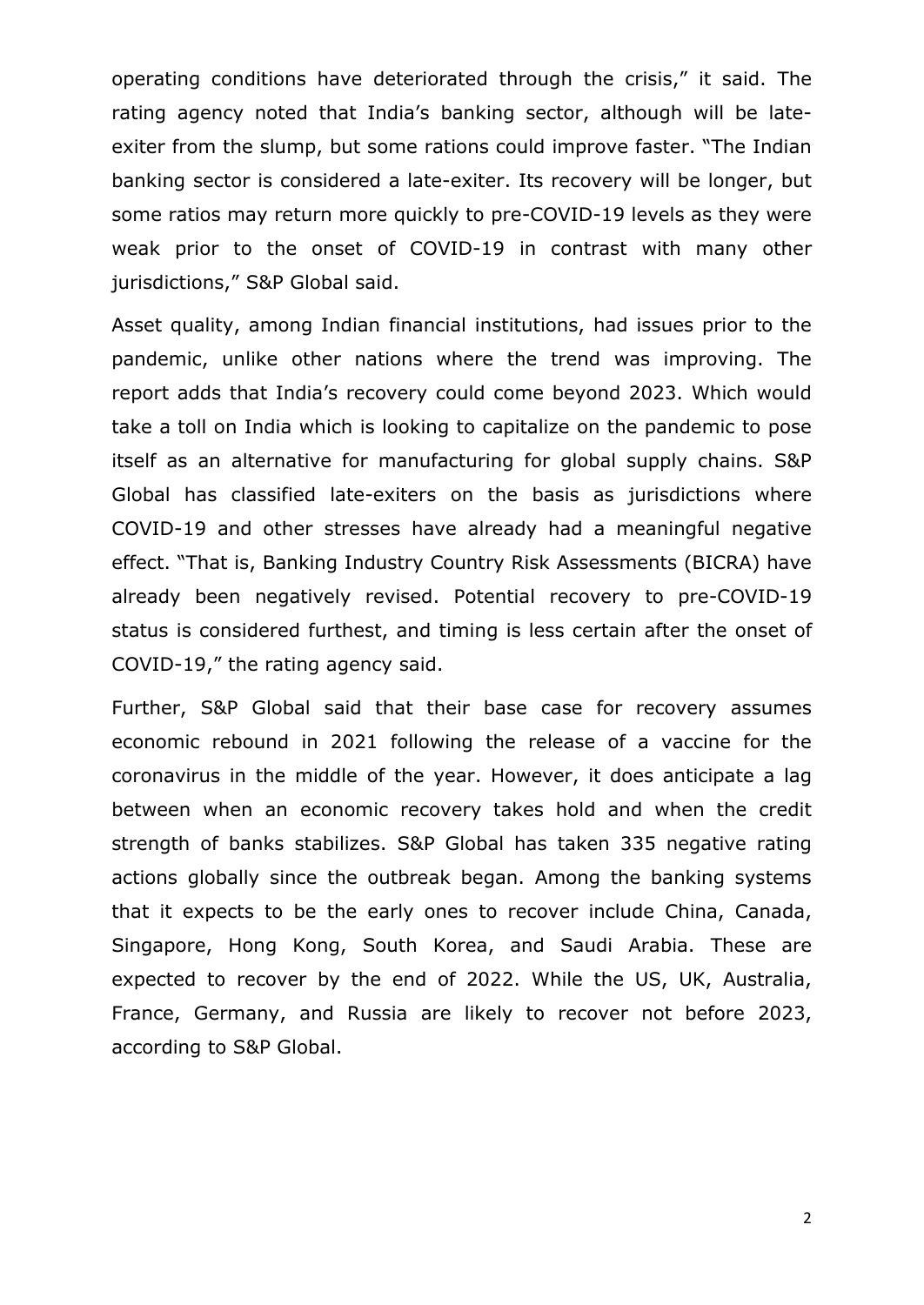operating conditions have deteriorated through the crisis," it said. The rating agency noted that India's banking sector, although will be late-exiter from the slump, but some rations could improve faster. "The Indian banking sector is considered a late-exiter. Its recovery will be longer, but some ratios may return more quickly to pre-COVID-19 levels as they were weak prior to the onset of COVID-19 in contrast with many other jurisdictions," S&P Global said.

Asset quality, among Indian financial institutions, had issues prior to the pandemic, unlike other nations where the trend was improving. The report adds that India's recovery could come beyond 2023. Which would take a toll on India which is looking to capitalize on the pandemic to pose itself as an alternative for manufacturing for global supply chains. S&P Global has classified late-exiters on the basis as jurisdictions where COVID-19 and other stresses have already had a meaningful negative effect. "That is, Banking Industry Country Risk Assessments (BICRA) have already been negatively revised. Potential recovery to pre-COVID-19 status is considered furthest, and timing is less certain after the onset of COVID-19," the rating agency said.

Further, S&P Global said that their base case for recovery assumes economic rebound in 2021 following the release of a vaccine for the coronavirus in the middle of the year. However, it does anticipate a lag between when an economic recovery takes hold and when the credit strength of banks stabilizes. S&P Global has taken 335 negative rating actions globally since the outbreak began. Among the banking systems that it expects to be the early ones to recover include China, Canada, Singapore, Hong Kong, South Korea, and Saudi Arabia. These are expected to recover by the end of 2022. While the US, UK, Australia, France, Germany, and Russia are likely to recover not before 2023, according to S&P Global.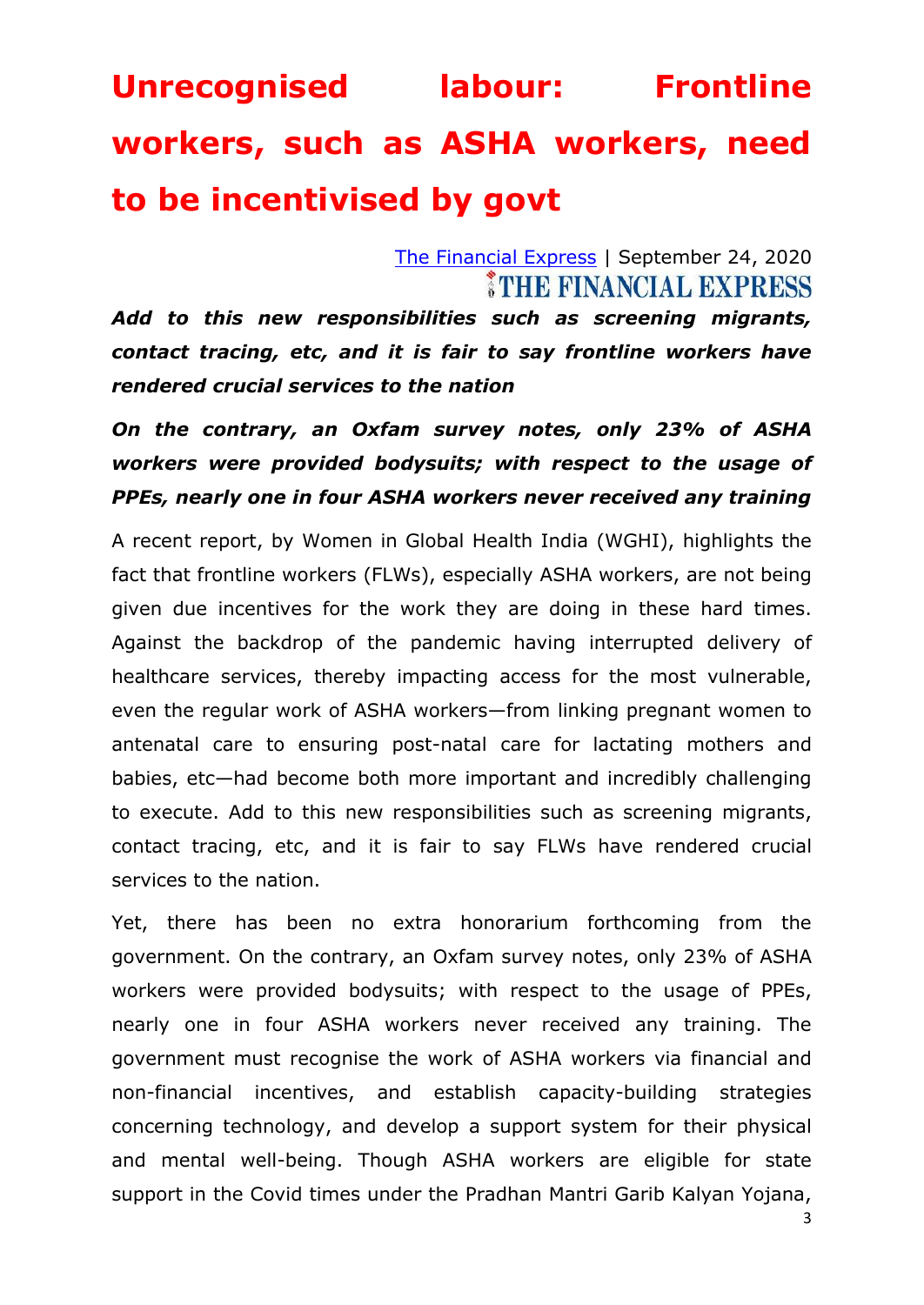# Unrecognised labour: Frontline workers, such as ASHA workers, need to be incentivised by govt

[The Financial Express](#) | September 24, 2020

THE FINANCIAL EXPRESS

***Add to this new responsibilities such as screening migrants, contact tracing, etc, and it is fair to say frontline workers have rendered crucial services to the nation***

***On the contrary, an Oxfam survey notes, only 23% of ASHA workers were provided bodysuits; with respect to the usage of PPEs, nearly one in four ASHA workers never received any training***

A recent report, by Women in Global Health India (WGHI), highlights the fact that frontline workers (FLWs), especially ASHA workers, are not being given due incentives for the work they are doing in these hard times. Against the backdrop of the pandemic having interrupted delivery of healthcare services, thereby impacting access for the most vulnerable, even the regular work of ASHA workers—from linking pregnant women to antenatal care to ensuring post-natal care for lactating mothers and babies, etc—had become both more important and incredibly challenging to execute. Add to this new responsibilities such as screening migrants, contact tracing, etc, and it is fair to say FLWs have rendered crucial services to the nation.

Yet, there has been no extra honorarium forthcoming from the government. On the contrary, an Oxfam survey notes, only 23% of ASHA workers were provided bodysuits; with respect to the usage of PPEs, nearly one in four ASHA workers never received any training. The government must recognise the work of ASHA workers via financial and non-financial incentives, and establish capacity-building strategies concerning technology, and develop a support system for their physical and mental well-being. Though ASHA workers are eligible for state support in the Covid times under the Pradhan Mantri Garib Kalyan Yojana,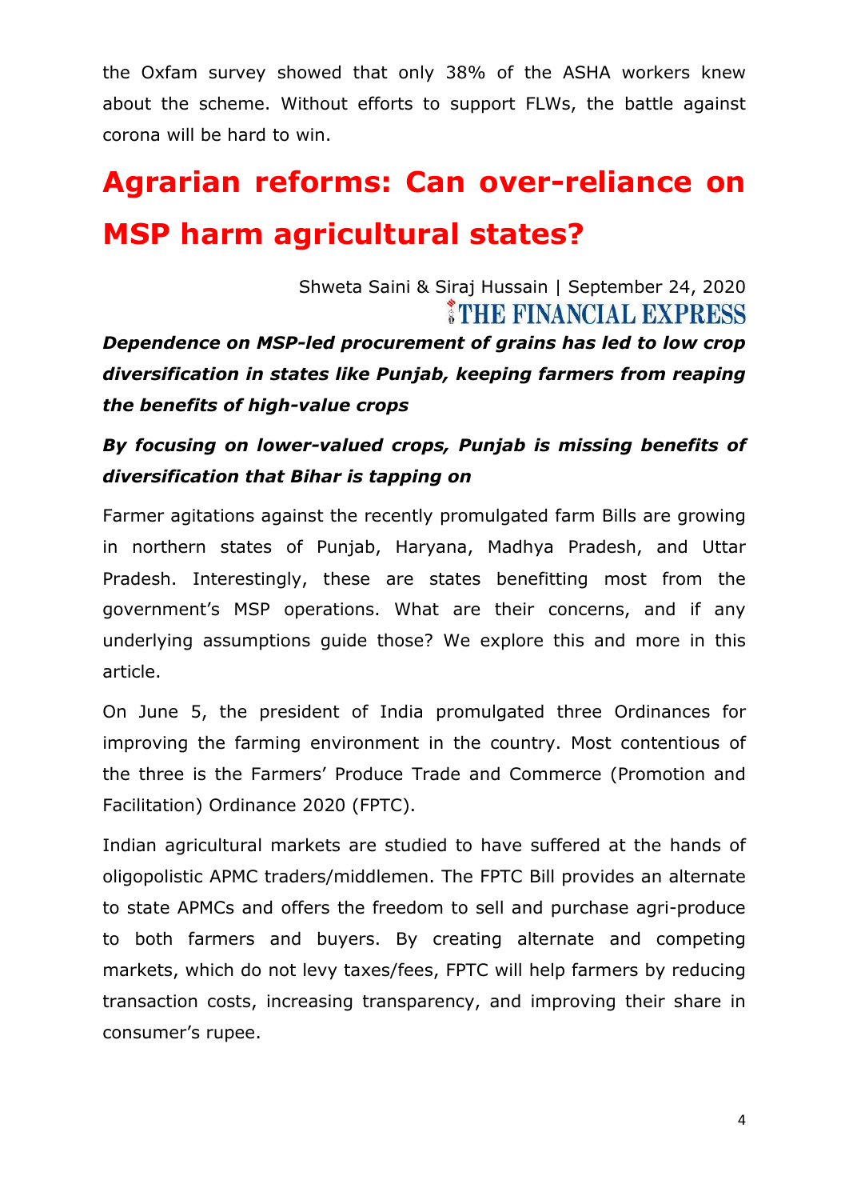the Oxfam survey showed that only 38% of the ASHA workers knew about the scheme. Without efforts to support FLWs, the battle against corona will be hard to win.

# Agrarian reforms: Can over-reliance on MSP harm agricultural states?

Shweta Saini & Siraj Hussain | September 24, 2020

THE FINANCIAL EXPRESS

***Dependence on MSP-led procurement of grains has led to low crop diversification in states like Punjab, keeping farmers from reaping the benefits of high-value crops***

***By focusing on lower-valued crops, Punjab is missing benefits of diversification that Bihar is tapping on***

Farmer agitations against the recently promulgated farm Bills are growing in northern states of Punjab, Haryana, Madhya Pradesh, and Uttar Pradesh. Interestingly, these are states benefitting most from the government's MSP operations. What are their concerns, and if any underlying assumptions guide those? We explore this and more in this article.

On June 5, the president of India promulgated three Ordinances for improving the farming environment in the country. Most contentious of the three is the Farmers' Produce Trade and Commerce (Promotion and Facilitation) Ordinance 2020 (FPTC).

Indian agricultural markets are studied to have suffered at the hands of oligopolistic APMC traders/middlemen. The FPTC Bill provides an alternate to state APMCs and offers the freedom to sell and purchase agri-produce to both farmers and buyers. By creating alternate and competing markets, which do not levy taxes/fees, FPTC will help farmers by reducing transaction costs, increasing transparency, and improving their share in consumer's rupee.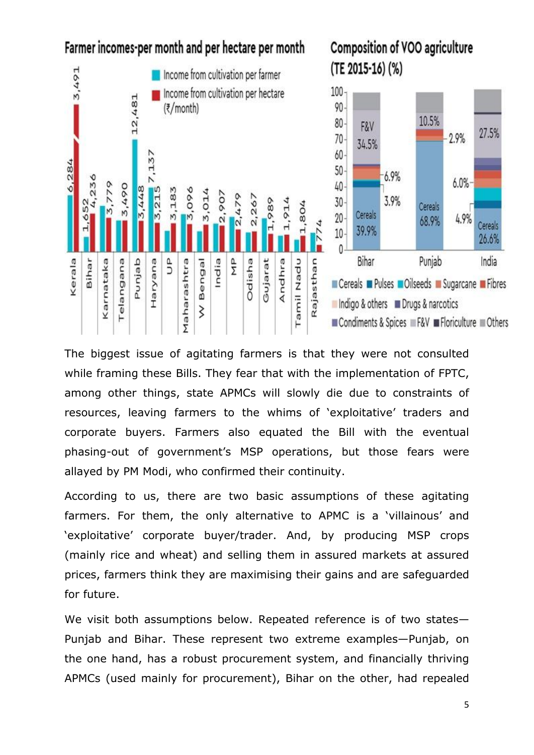**Farmer incomes-per month and per hectare per month**

| State | Income from cultivation per farmer | Income from cultivation per hectare (₹/month) |
|---|---|---|
| Kerala | 6,284 | 3,491 |
| Bihar | 1,652 | 4,236 |
| Karnataka | | 3,779 |
| Telangana | | 3,490 |
| Punjab | 12,481 | 3,448 |
| Haryana | 7,137 | 3,215 |
| UP | | 3,183 |
| Maharashtra | | 3,096 |
| W Bengal | | 3,014 |
| India | | 2,907 |
| MP | | 2,479 |
| Odisha | | 2,267 |
| Gujarat | | 1,989 |
| Andhra | | 1,914 |
| Tamil Nadu | | 1,804 |
| Rajasthan | | 774 |

**Composition of VOO agriculture (TE 2015-16) (%)**

| | Bihar | Punjab | India |
|---|---|---|---|
| Cereals | 39.9% | 68.9% | 26.6% |
| Pulses | 3.9% | | |
| Oilseeds | | | 4.9% |
| Sugarcane | 6.9% | 2.9% | 6.0% |
| F&V | 34.5% | | 27.5% |
| Others | | 10.5% | |

Cereals, Pulses, Oilseeds, Sugarcane, Fibres, Indigo & others, Drugs & narcotics, Condiments & Spices, F&V, Floriculture, Others

The biggest issue of agitating farmers is that they were not consulted while framing these Bills. They fear that with the implementation of FPTC, among other things, state APMCs will slowly die due to constraints of resources, leaving farmers to the whims of 'exploitative' traders and corporate buyers. Farmers also equated the Bill with the eventual phasing-out of government's MSP operations, but those fears were allayed by PM Modi, who confirmed their continuity.

According to us, there are two basic assumptions of these agitating farmers. For them, the only alternative to APMC is a 'villainous' and 'exploitative' corporate buyer/trader. And, by producing MSP crops (mainly rice and wheat) and selling them in assured markets at assured prices, farmers think they are maximising their gains and are safeguarded for future.

We visit both assumptions below. Repeated reference is of two states—Punjab and Bihar. These represent two extreme examples—Punjab, on the one hand, has a robust procurement system, and financially thriving APMCs (used mainly for procurement), Bihar on the other, had repealed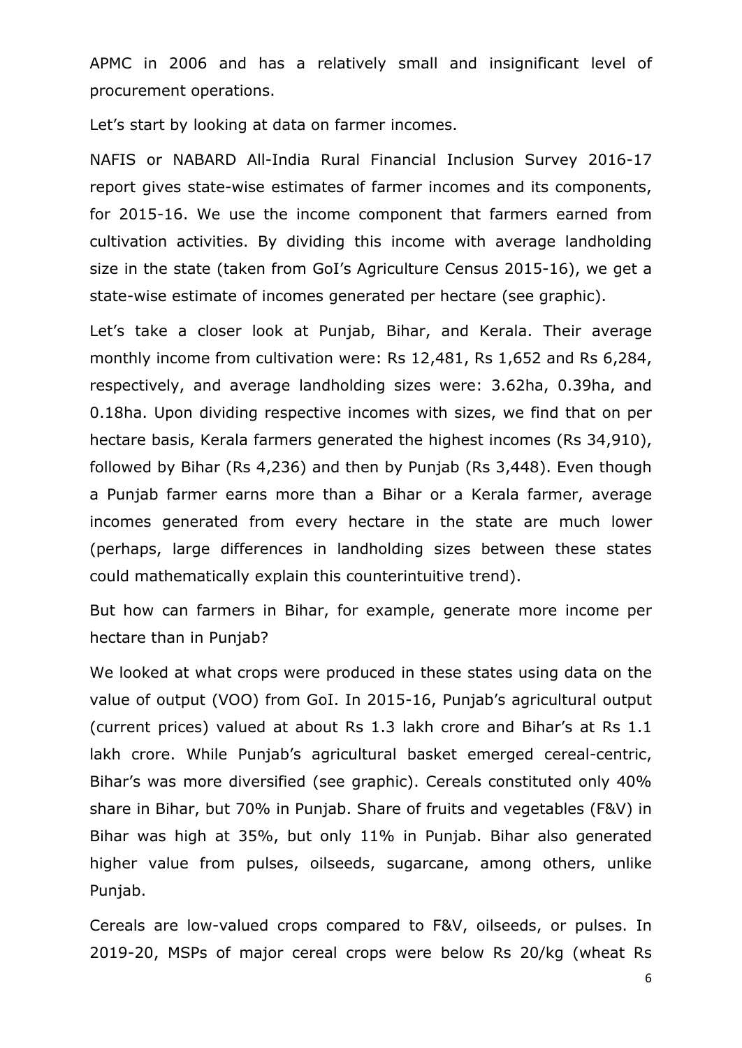APMC in 2006 and has a relatively small and insignificant level of procurement operations.

Let's start by looking at data on farmer incomes.

NAFIS or NABARD All-India Rural Financial Inclusion Survey 2016-17 report gives state-wise estimates of farmer incomes and its components, for 2015-16. We use the income component that farmers earned from cultivation activities. By dividing this income with average landholding size in the state (taken from GoI's Agriculture Census 2015-16), we get a state-wise estimate of incomes generated per hectare (see graphic).

Let's take a closer look at Punjab, Bihar, and Kerala. Their average monthly income from cultivation were: Rs 12,481, Rs 1,652 and Rs 6,284, respectively, and average landholding sizes were: 3.62ha, 0.39ha, and 0.18ha. Upon dividing respective incomes with sizes, we find that on per hectare basis, Kerala farmers generated the highest incomes (Rs 34,910), followed by Bihar (Rs 4,236) and then by Punjab (Rs 3,448). Even though a Punjab farmer earns more than a Bihar or a Kerala farmer, average incomes generated from every hectare in the state are much lower (perhaps, large differences in landholding sizes between these states could mathematically explain this counterintuitive trend).

But how can farmers in Bihar, for example, generate more income per hectare than in Punjab?

We looked at what crops were produced in these states using data on the value of output (VOO) from GoI. In 2015-16, Punjab's agricultural output (current prices) valued at about Rs 1.3 lakh crore and Bihar's at Rs 1.1 lakh crore. While Punjab's agricultural basket emerged cereal-centric, Bihar's was more diversified (see graphic). Cereals constituted only 40% share in Bihar, but 70% in Punjab. Share of fruits and vegetables (F&V) in Bihar was high at 35%, but only 11% in Punjab. Bihar also generated higher value from pulses, oilseeds, sugarcane, among others, unlike Punjab.

Cereals are low-valued crops compared to F&V, oilseeds, or pulses. In 2019-20, MSPs of major cereal crops were below Rs 20/kg (wheat Rs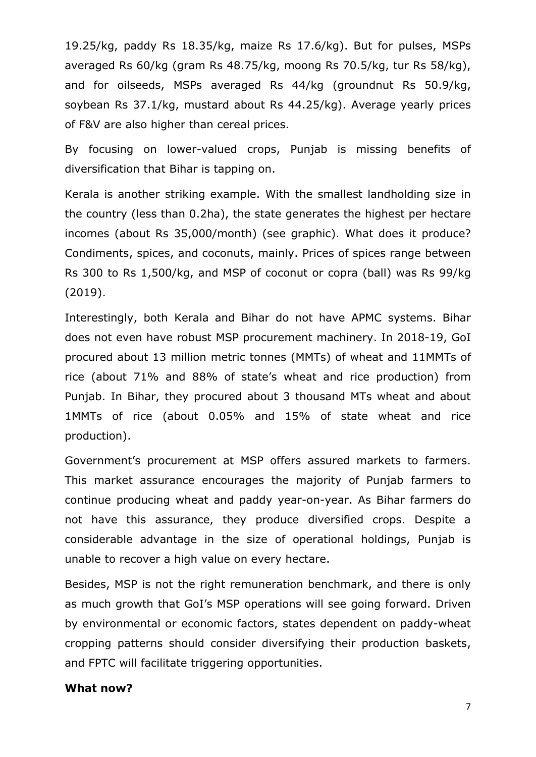19.25/kg, paddy Rs 18.35/kg, maize Rs 17.6/kg). But for pulses, MSPs averaged Rs 60/kg (gram Rs 48.75/kg, moong Rs 70.5/kg, tur Rs 58/kg), and for oilseeds, MSPs averaged Rs 44/kg (groundnut Rs 50.9/kg, soybean Rs 37.1/kg, mustard about Rs 44.25/kg). Average yearly prices of F&V are also higher than cereal prices.

By focusing on lower-valued crops, Punjab is missing benefits of diversification that Bihar is tapping on.

Kerala is another striking example. With the smallest landholding size in the country (less than 0.2ha), the state generates the highest per hectare incomes (about Rs 35,000/month) (see graphic). What does it produce? Condiments, spices, and coconuts, mainly. Prices of spices range between Rs 300 to Rs 1,500/kg, and MSP of coconut or copra (ball) was Rs 99/kg (2019).

Interestingly, both Kerala and Bihar do not have APMC systems. Bihar does not even have robust MSP procurement machinery. In 2018-19, GoI procured about 13 million metric tonnes (MMTs) of wheat and 11MMTs of rice (about 71% and 88% of state's wheat and rice production) from Punjab. In Bihar, they procured about 3 thousand MTs wheat and about 1MMTs of rice (about 0.05% and 15% of state wheat and rice production).

Government's procurement at MSP offers assured markets to farmers. This market assurance encourages the majority of Punjab farmers to continue producing wheat and paddy year-on-year. As Bihar farmers do not have this assurance, they produce diversified crops. Despite a considerable advantage in the size of operational holdings, Punjab is unable to recover a high value on every hectare.

Besides, MSP is not the right remuneration benchmark, and there is only as much growth that GoI's MSP operations will see going forward. Driven by environmental or economic factors, states dependent on paddy-wheat cropping patterns should consider diversifying their production baskets, and FPTC will facilitate triggering opportunities.

**What now?**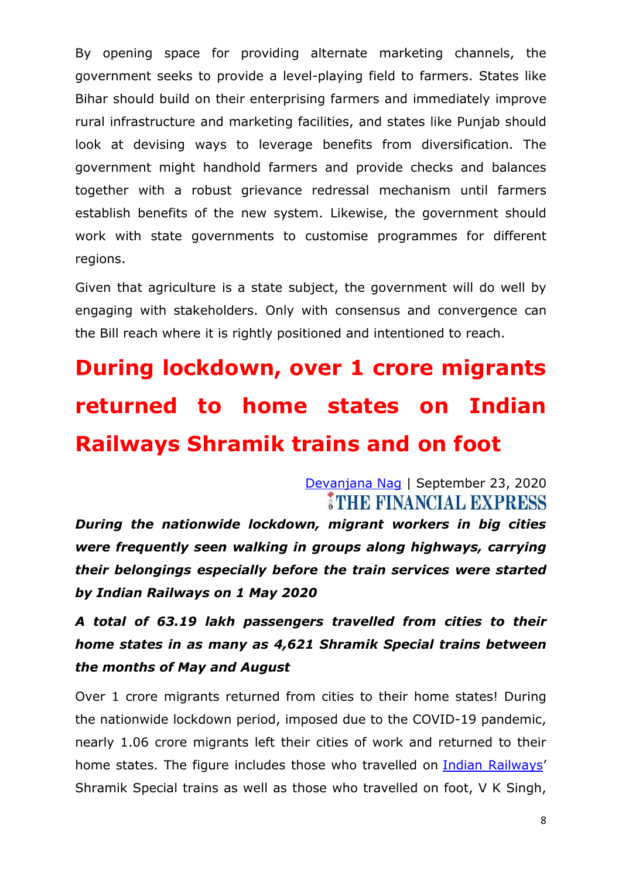By opening space for providing alternate marketing channels, the government seeks to provide a level-playing field to farmers. States like Bihar should build on their enterprising farmers and immediately improve rural infrastructure and marketing facilities, and states like Punjab should look at devising ways to leverage benefits from diversification. The government might handhold farmers and provide checks and balances together with a robust grievance redressal mechanism until farmers establish benefits of the new system. Likewise, the government should work with state governments to customise programmes for different regions.

Given that agriculture is a state subject, the government will do well by engaging with stakeholders. Only with consensus and convergence can the Bill reach where it is rightly positioned and intentioned to reach.

# During lockdown, over 1 crore migrants returned to home states on Indian Railways Shramik trains and on foot

Devanjana Nag | September 23, 2020
THE FINANCIAL EXPRESS

***During the nationwide lockdown, migrant workers in big cities were frequently seen walking in groups along highways, carrying their belongings especially before the train services were started by Indian Railways on 1 May 2020***

***A total of 63.19 lakh passengers travelled from cities to their home states in as many as 4,621 Shramik Special trains between the months of May and August***

Over 1 crore migrants returned from cities to their home states! During the nationwide lockdown period, imposed due to the COVID-19 pandemic, nearly 1.06 crore migrants left their cities of work and returned to their home states. The figure includes those who travelled on Indian Railways' Shramik Special trains as well as those who travelled on foot, V K Singh,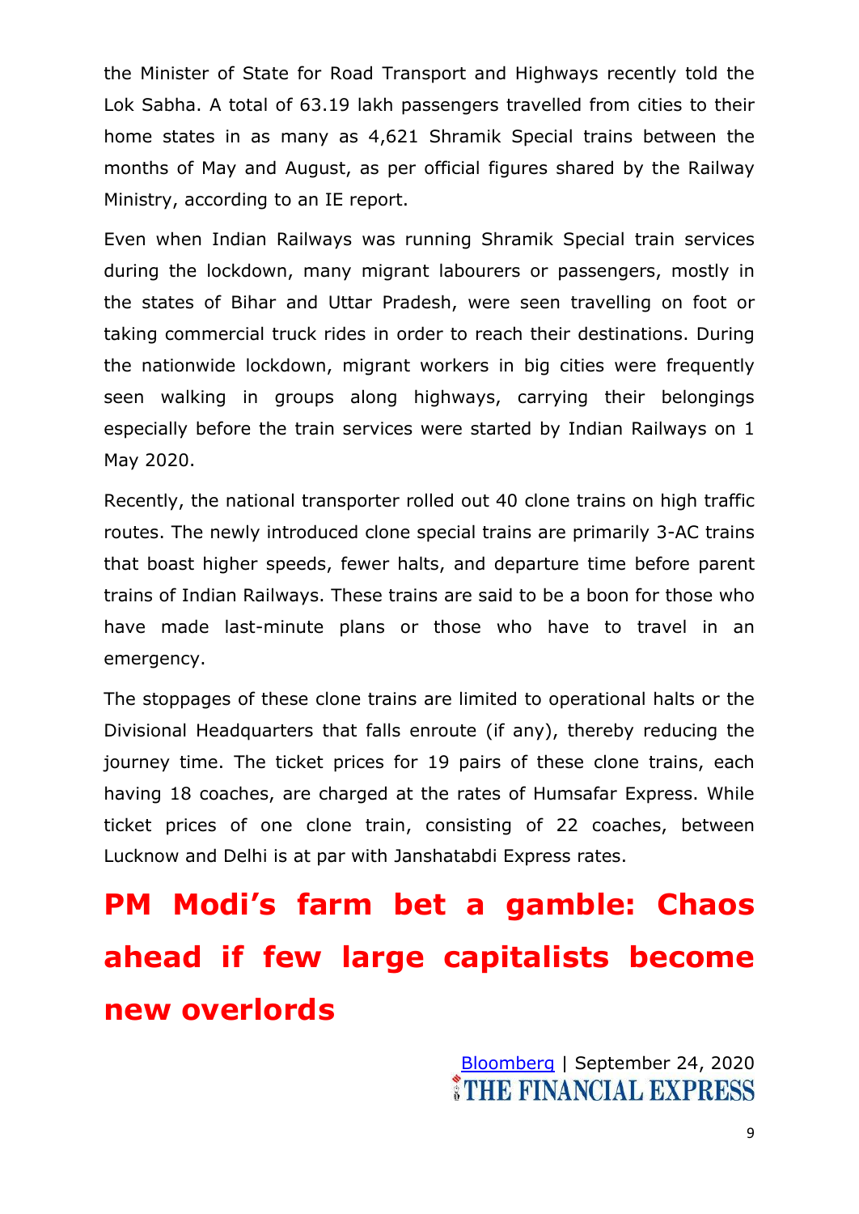the Minister of State for Road Transport and Highways recently told the Lok Sabha. A total of 63.19 lakh passengers travelled from cities to their home states in as many as 4,621 Shramik Special trains between the months of May and August, as per official figures shared by the Railway Ministry, according to an IE report.

Even when Indian Railways was running Shramik Special train services during the lockdown, many migrant labourers or passengers, mostly in the states of Bihar and Uttar Pradesh, were seen travelling on foot or taking commercial truck rides in order to reach their destinations. During the nationwide lockdown, migrant workers in big cities were frequently seen walking in groups along highways, carrying their belongings especially before the train services were started by Indian Railways on 1 May 2020.

Recently, the national transporter rolled out 40 clone trains on high traffic routes. The newly introduced clone special trains are primarily 3-AC trains that boast higher speeds, fewer halts, and departure time before parent trains of Indian Railways. These trains are said to be a boon for those who have made last-minute plans or those who have to travel in an emergency.

The stoppages of these clone trains are limited to operational halts or the Divisional Headquarters that falls enroute (if any), thereby reducing the journey time. The ticket prices for 19 pairs of these clone trains, each having 18 coaches, are charged at the rates of Humsafar Express. While ticket prices of one clone train, consisting of 22 coaches, between Lucknow and Delhi is at par with Janshatabdi Express rates.

# PM Modi's farm bet a gamble: Chaos ahead if few large capitalists become new overlords

Bloomberg | September 24, 2020

THE FINANCIAL EXPRESS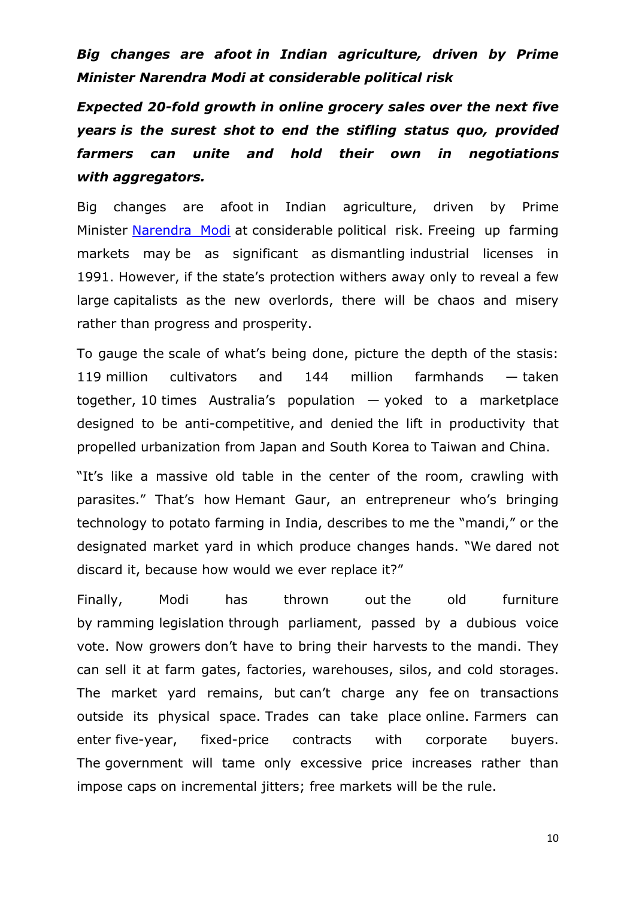***Big changes are afoot in Indian agriculture, driven by Prime Minister Narendra Modi at considerable political risk***

***Expected 20-fold growth in online grocery sales over the next five years is the surest shot to end the stifling status quo, provided farmers can unite and hold their own in negotiations with aggregators.***

Big changes are afoot in Indian agriculture, driven by Prime Minister [Narendra Modi]() at considerable political risk. Freeing up farming markets may be as significant as dismantling industrial licenses in 1991. However, if the state's protection withers away only to reveal a few large capitalists as the new overlords, there will be chaos and misery rather than progress and prosperity.

To gauge the scale of what's being done, picture the depth of the stasis: 119 million cultivators and 144 million farmhands — taken together, 10 times Australia's population — yoked to a marketplace designed to be anti-competitive, and denied the lift in productivity that propelled urbanization from Japan and South Korea to Taiwan and China.

"It's like a massive old table in the center of the room, crawling with parasites." That's how Hemant Gaur, an entrepreneur who's bringing technology to potato farming in India, describes to me the "mandi," or the designated market yard in which produce changes hands. "We dared not discard it, because how would we ever replace it?"

Finally, Modi has thrown out the old furniture by ramming legislation through parliament, passed by a dubious voice vote. Now growers don't have to bring their harvests to the mandi. They can sell it at farm gates, factories, warehouses, silos, and cold storages. The market yard remains, but can't charge any fee on transactions outside its physical space. Trades can take place online. Farmers can enter five-year, fixed-price contracts with corporate buyers. The government will tame only excessive price increases rather than impose caps on incremental jitters; free markets will be the rule.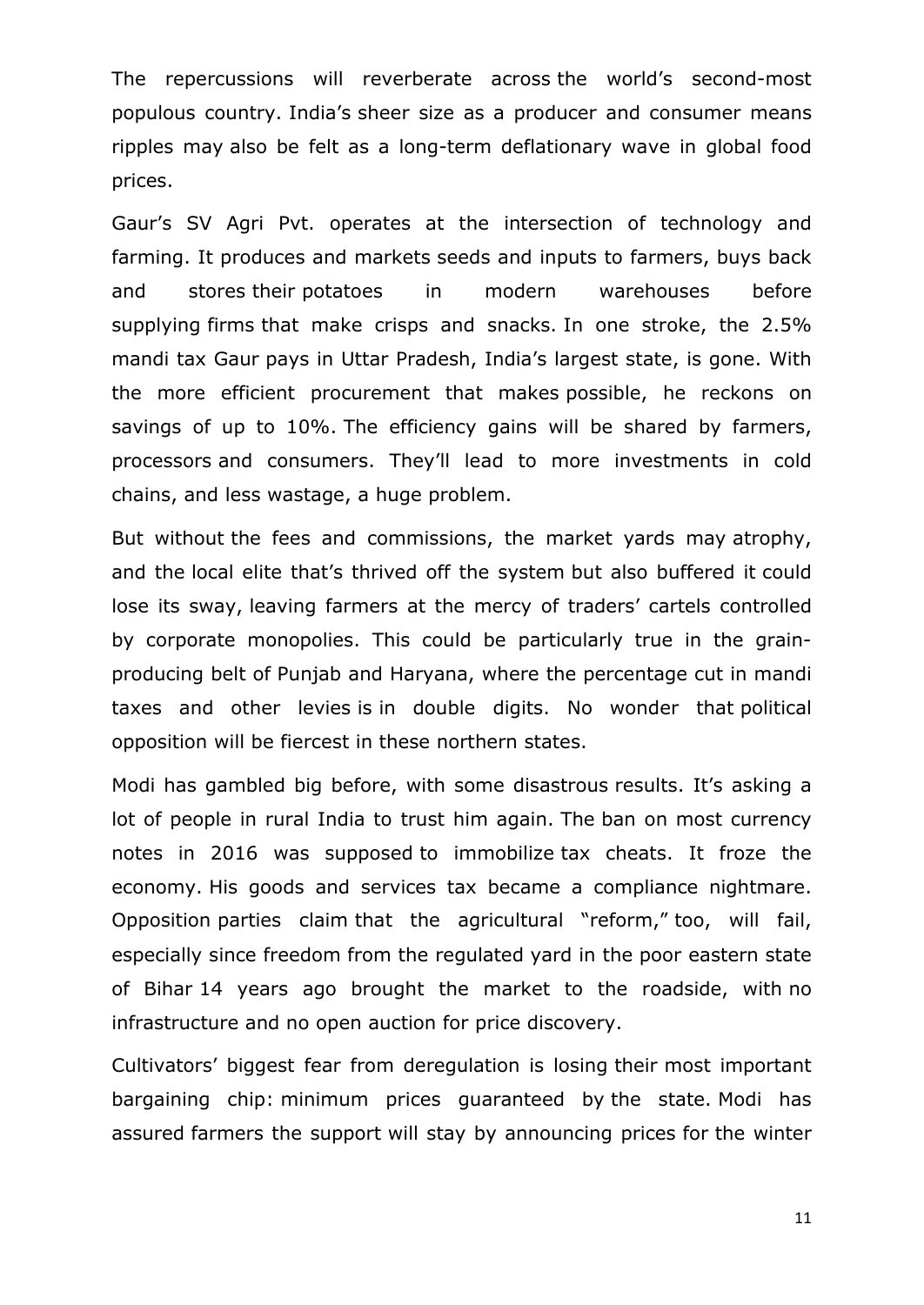The repercussions will reverberate across the world's second-most populous country. India's sheer size as a producer and consumer means ripples may also be felt as a long-term deflationary wave in global food prices.

Gaur's SV Agri Pvt. operates at the intersection of technology and farming. It produces and markets seeds and inputs to farmers, buys back and stores their potatoes in modern warehouses before supplying firms that make crisps and snacks. In one stroke, the 2.5% mandi tax Gaur pays in Uttar Pradesh, India's largest state, is gone. With the more efficient procurement that makes possible, he reckons on savings of up to 10%. The efficiency gains will be shared by farmers, processors and consumers. They'll lead to more investments in cold chains, and less wastage, a huge problem.

But without the fees and commissions, the market yards may atrophy, and the local elite that's thrived off the system but also buffered it could lose its sway, leaving farmers at the mercy of traders' cartels controlled by corporate monopolies. This could be particularly true in the grain-producing belt of Punjab and Haryana, where the percentage cut in mandi taxes and other levies is in double digits. No wonder that political opposition will be fiercest in these northern states.

Modi has gambled big before, with some disastrous results. It's asking a lot of people in rural India to trust him again. The ban on most currency notes in 2016 was supposed to immobilize tax cheats. It froze the economy. His goods and services tax became a compliance nightmare. Opposition parties claim that the agricultural "reform," too, will fail, especially since freedom from the regulated yard in the poor eastern state of Bihar 14 years ago brought the market to the roadside, with no infrastructure and no open auction for price discovery.

Cultivators' biggest fear from deregulation is losing their most important bargaining chip: minimum prices guaranteed by the state. Modi has assured farmers the support will stay by announcing prices for the winter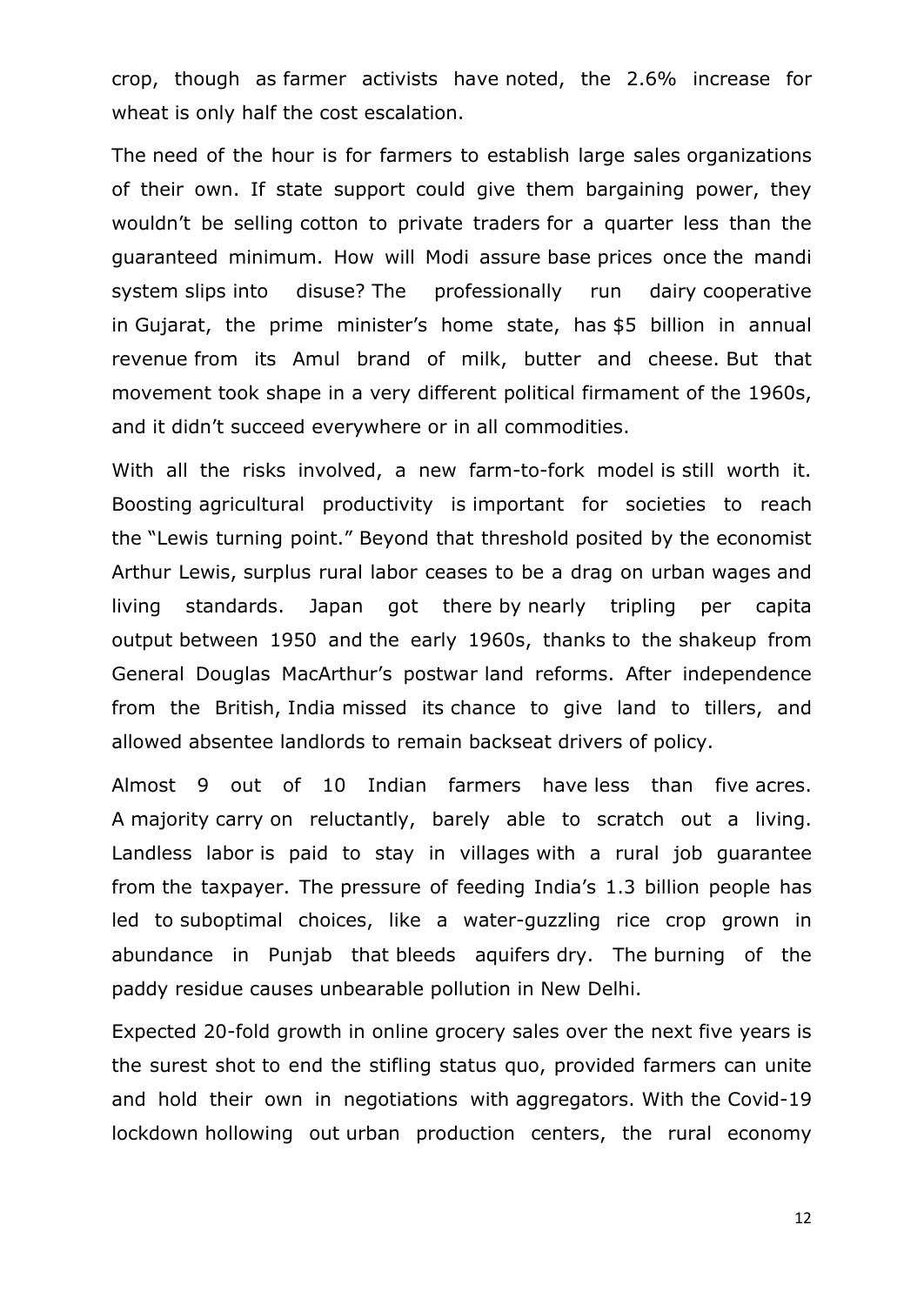crop, though as farmer activists have noted, the 2.6% increase for wheat is only half the cost escalation.

The need of the hour is for farmers to establish large sales organizations of their own. If state support could give them bargaining power, they wouldn't be selling cotton to private traders for a quarter less than the guaranteed minimum. How will Modi assure base prices once the mandi system slips into disuse? The professionally run dairy cooperative in Gujarat, the prime minister's home state, has $5 billion in annual revenue from its Amul brand of milk, butter and cheese. But that movement took shape in a very different political firmament of the 1960s, and it didn't succeed everywhere or in all commodities.

With all the risks involved, a new farm-to-fork model is still worth it. Boosting agricultural productivity is important for societies to reach the "Lewis turning point." Beyond that threshold posited by the economist Arthur Lewis, surplus rural labor ceases to be a drag on urban wages and living standards. Japan got there by nearly tripling per capita output between 1950 and the early 1960s, thanks to the shakeup from General Douglas MacArthur's postwar land reforms. After independence from the British, India missed its chance to give land to tillers, and allowed absentee landlords to remain backseat drivers of policy.

Almost 9 out of 10 Indian farmers have less than five acres. A majority carry on reluctantly, barely able to scratch out a living. Landless labor is paid to stay in villages with a rural job guarantee from the taxpayer. The pressure of feeding India's 1.3 billion people has led to suboptimal choices, like a water-guzzling rice crop grown in abundance in Punjab that bleeds aquifers dry. The burning of the paddy residue causes unbearable pollution in New Delhi.

Expected 20-fold growth in online grocery sales over the next five years is the surest shot to end the stifling status quo, provided farmers can unite and hold their own in negotiations with aggregators. With the Covid-19 lockdown hollowing out urban production centers, the rural economy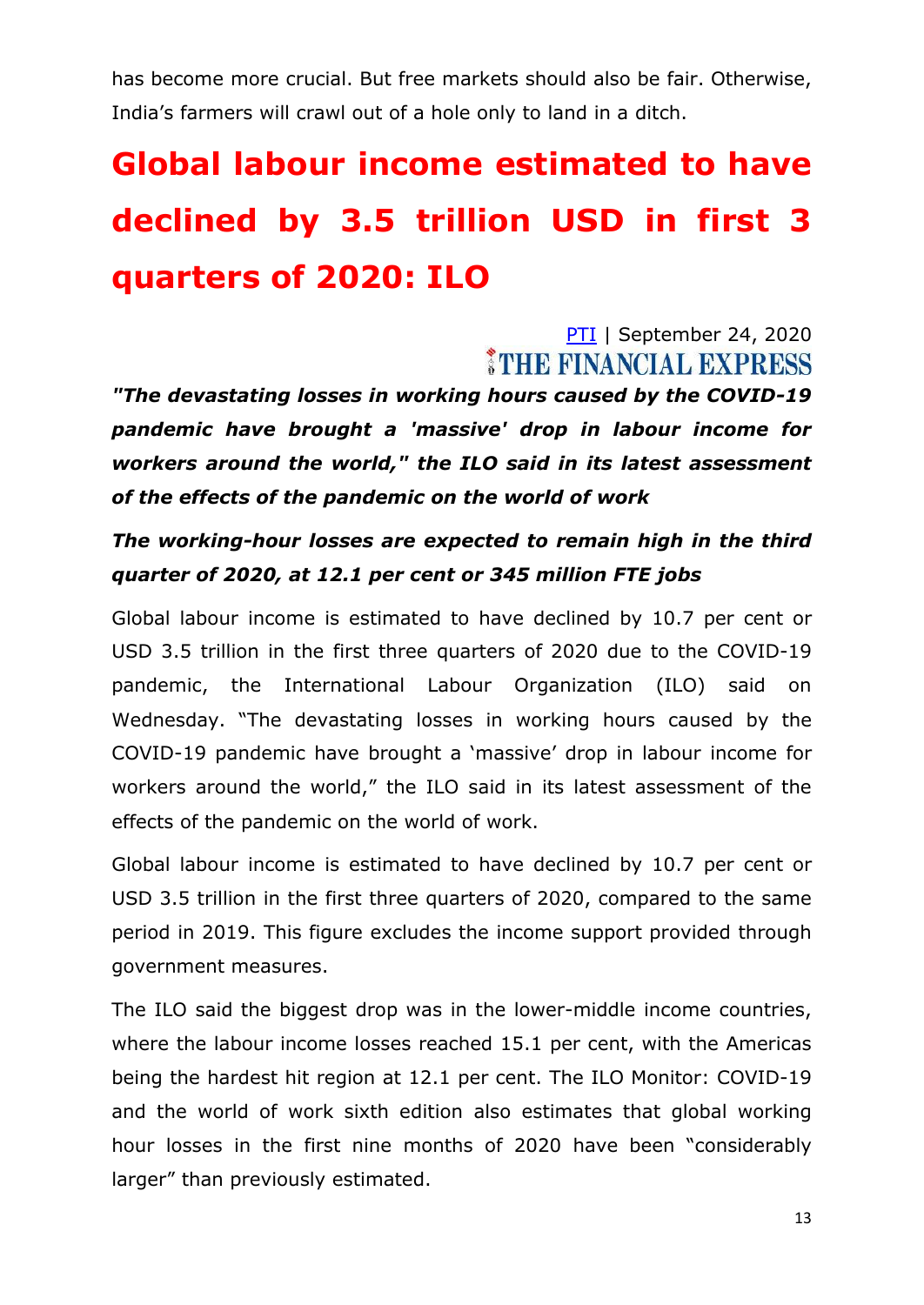has become more crucial. But free markets should also be fair. Otherwise, India's farmers will crawl out of a hole only to land in a ditch.

# Global labour income estimated to have declined by 3.5 trillion USD in first 3 quarters of 2020: ILO

PTI | September 24, 2020

THE FINANCIAL EXPRESS

***"The devastating losses in working hours caused by the COVID-19 pandemic have brought a 'massive' drop in labour income for workers around the world," the ILO said in its latest assessment of the effects of the pandemic on the world of work***

***The working-hour losses are expected to remain high in the third quarter of 2020, at 12.1 per cent or 345 million FTE jobs***

Global labour income is estimated to have declined by 10.7 per cent or USD 3.5 trillion in the first three quarters of 2020 due to the COVID-19 pandemic, the International Labour Organization (ILO) said on Wednesday. "The devastating losses in working hours caused by the COVID-19 pandemic have brought a 'massive' drop in labour income for workers around the world," the ILO said in its latest assessment of the effects of the pandemic on the world of work.

Global labour income is estimated to have declined by 10.7 per cent or USD 3.5 trillion in the first three quarters of 2020, compared to the same period in 2019. This figure excludes the income support provided through government measures.

The ILO said the biggest drop was in the lower-middle income countries, where the labour income losses reached 15.1 per cent, with the Americas being the hardest hit region at 12.1 per cent. The ILO Monitor: COVID-19 and the world of work sixth edition also estimates that global working hour losses in the first nine months of 2020 have been "considerably larger" than previously estimated.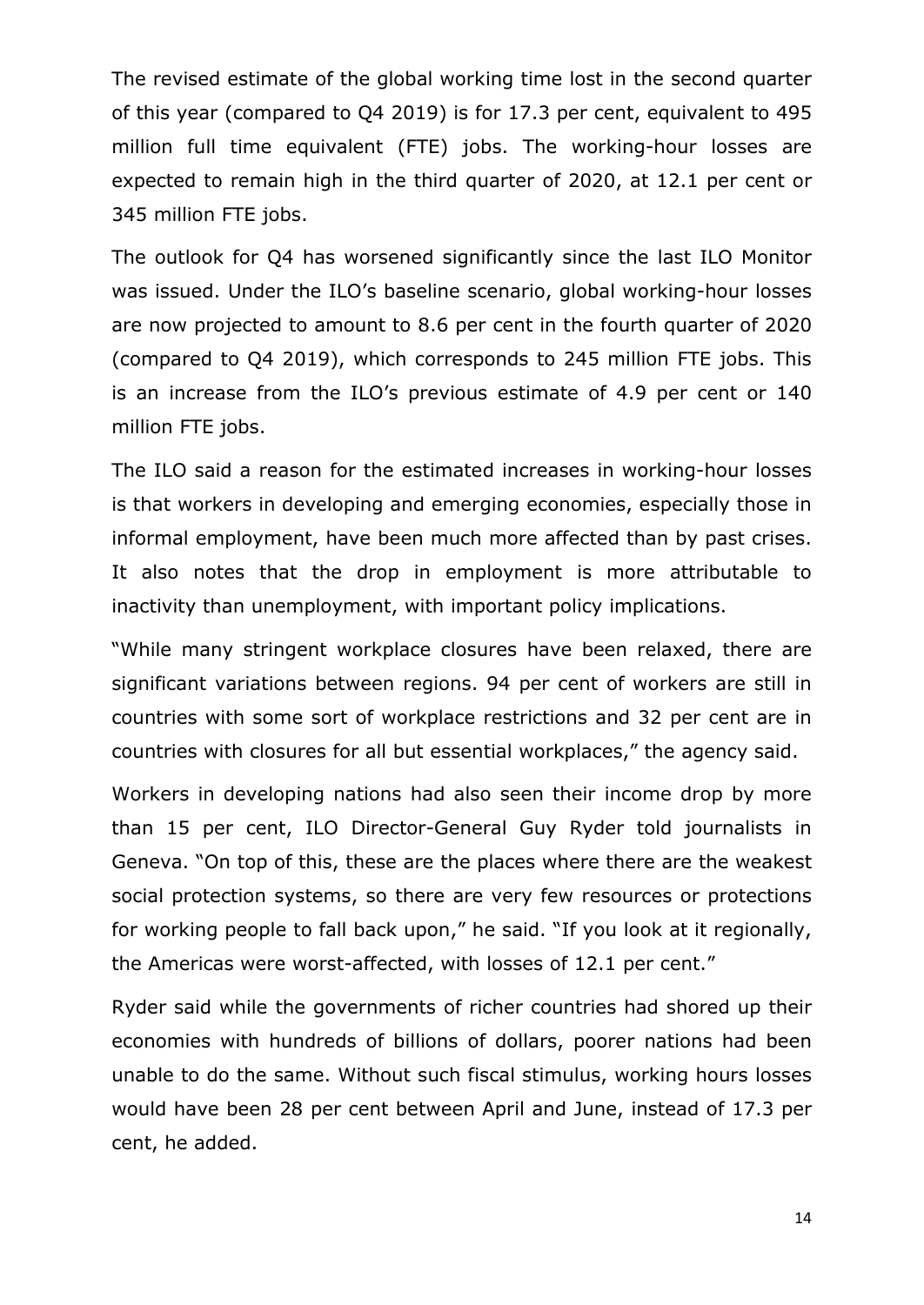The revised estimate of the global working time lost in the second quarter of this year (compared to Q4 2019) is for 17.3 per cent, equivalent to 495 million full time equivalent (FTE) jobs. The working-hour losses are expected to remain high in the third quarter of 2020, at 12.1 per cent or 345 million FTE jobs.

The outlook for Q4 has worsened significantly since the last ILO Monitor was issued. Under the ILO's baseline scenario, global working-hour losses are now projected to amount to 8.6 per cent in the fourth quarter of 2020 (compared to Q4 2019), which corresponds to 245 million FTE jobs. This is an increase from the ILO's previous estimate of 4.9 per cent or 140 million FTE jobs.

The ILO said a reason for the estimated increases in working-hour losses is that workers in developing and emerging economies, especially those in informal employment, have been much more affected than by past crises. It also notes that the drop in employment is more attributable to inactivity than unemployment, with important policy implications.

"While many stringent workplace closures have been relaxed, there are significant variations between regions. 94 per cent of workers are still in countries with some sort of workplace restrictions and 32 per cent are in countries with closures for all but essential workplaces," the agency said.

Workers in developing nations had also seen their income drop by more than 15 per cent, ILO Director-General Guy Ryder told journalists in Geneva. "On top of this, these are the places where there are the weakest social protection systems, so there are very few resources or protections for working people to fall back upon," he said. "If you look at it regionally, the Americas were worst-affected, with losses of 12.1 per cent."

Ryder said while the governments of richer countries had shored up their economies with hundreds of billions of dollars, poorer nations had been unable to do the same. Without such fiscal stimulus, working hours losses would have been 28 per cent between April and June, instead of 17.3 per cent, he added.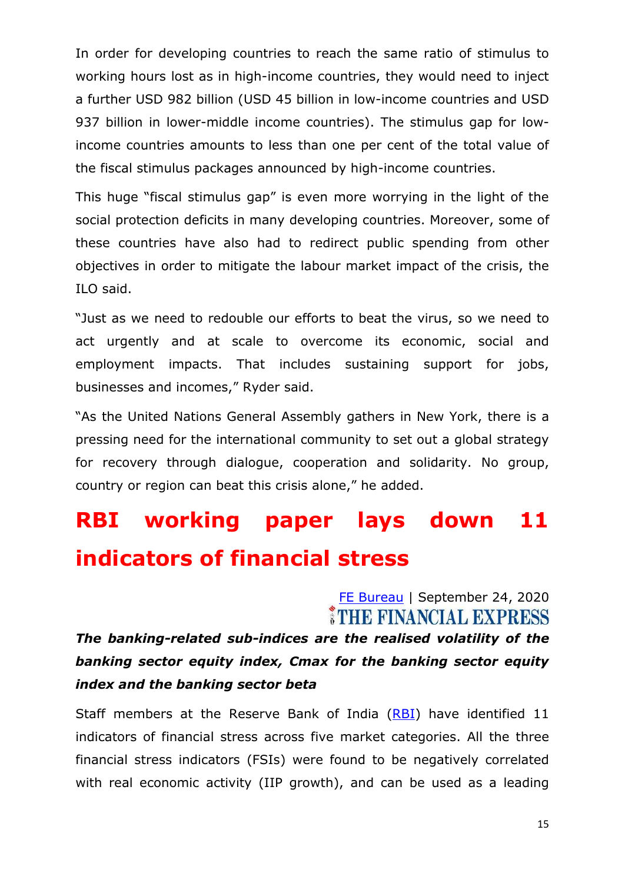In order for developing countries to reach the same ratio of stimulus to working hours lost as in high-income countries, they would need to inject a further USD 982 billion (USD 45 billion in low-income countries and USD 937 billion in lower-middle income countries). The stimulus gap for low-income countries amounts to less than one per cent of the total value of the fiscal stimulus packages announced by high-income countries.

This huge "fiscal stimulus gap" is even more worrying in the light of the social protection deficits in many developing countries. Moreover, some of these countries have also had to redirect public spending from other objectives in order to mitigate the labour market impact of the crisis, the ILO said.

"Just as we need to redouble our efforts to beat the virus, so we need to act urgently and at scale to overcome its economic, social and employment impacts. That includes sustaining support for jobs, businesses and incomes," Ryder said.

"As the United Nations General Assembly gathers in New York, there is a pressing need for the international community to set out a global strategy for recovery through dialogue, cooperation and solidarity. No group, country or region can beat this crisis alone," he added.

# RBI working paper lays down 11 indicators of financial stress

FE Bureau | September 24, 2020

THE FINANCIAL EXPRESS

***The banking-related sub-indices are the realised volatility of the banking sector equity index, Cmax for the banking sector equity index and the banking sector beta***

Staff members at the Reserve Bank of India (RBI) have identified 11 indicators of financial stress across five market categories. All the three financial stress indicators (FSIs) were found to be negatively correlated with real economic activity (IIP growth), and can be used as a leading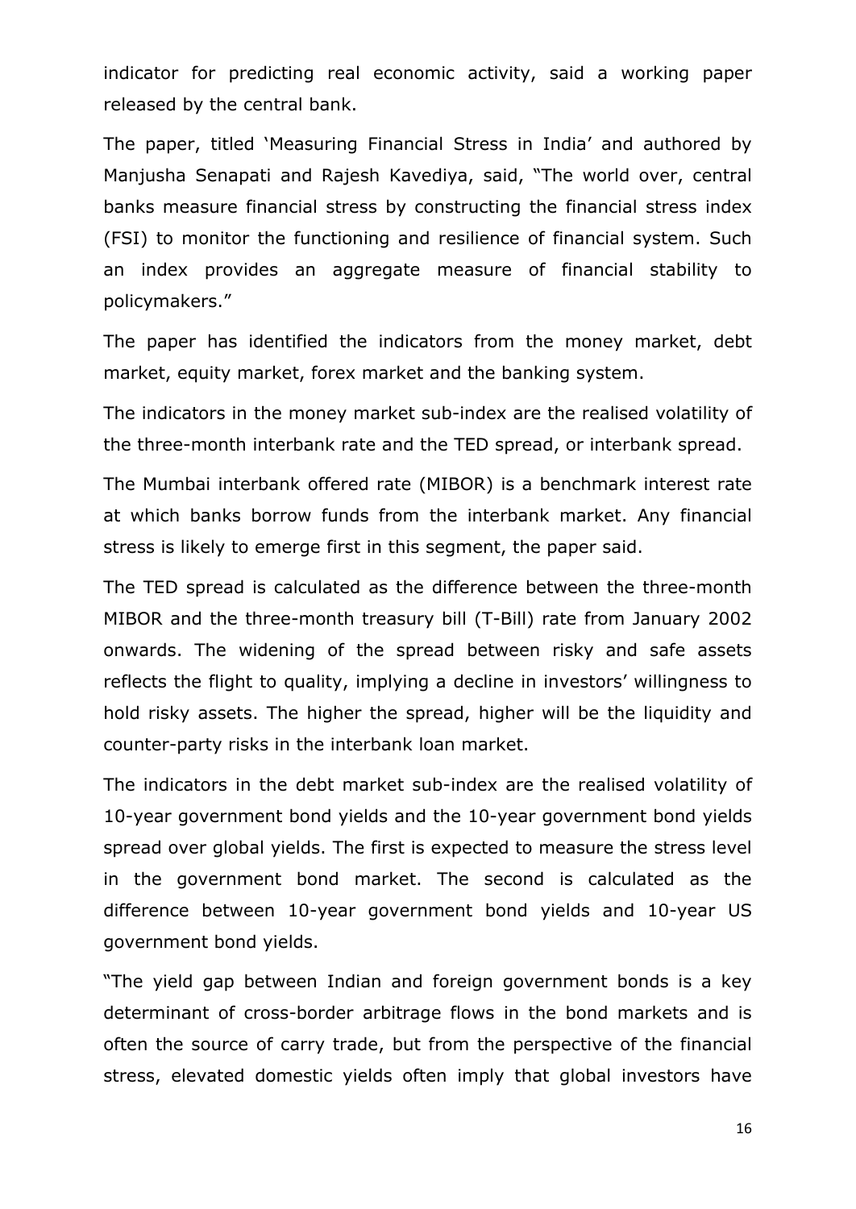indicator for predicting real economic activity, said a working paper released by the central bank.

The paper, titled 'Measuring Financial Stress in India' and authored by Manjusha Senapati and Rajesh Kavediya, said, "The world over, central banks measure financial stress by constructing the financial stress index (FSI) to monitor the functioning and resilience of financial system. Such an index provides an aggregate measure of financial stability to policymakers."

The paper has identified the indicators from the money market, debt market, equity market, forex market and the banking system.

The indicators in the money market sub-index are the realised volatility of the three-month interbank rate and the TED spread, or interbank spread.

The Mumbai interbank offered rate (MIBOR) is a benchmark interest rate at which banks borrow funds from the interbank market. Any financial stress is likely to emerge first in this segment, the paper said.

The TED spread is calculated as the difference between the three-month MIBOR and the three-month treasury bill (T-Bill) rate from January 2002 onwards. The widening of the spread between risky and safe assets reflects the flight to quality, implying a decline in investors' willingness to hold risky assets. The higher the spread, higher will be the liquidity and counter-party risks in the interbank loan market.

The indicators in the debt market sub-index are the realised volatility of 10-year government bond yields and the 10-year government bond yields spread over global yields. The first is expected to measure the stress level in the government bond market. The second is calculated as the difference between 10-year government bond yields and 10-year US government bond yields.

"The yield gap between Indian and foreign government bonds is a key determinant of cross-border arbitrage flows in the bond markets and is often the source of carry trade, but from the perspective of the financial stress, elevated domestic yields often imply that global investors have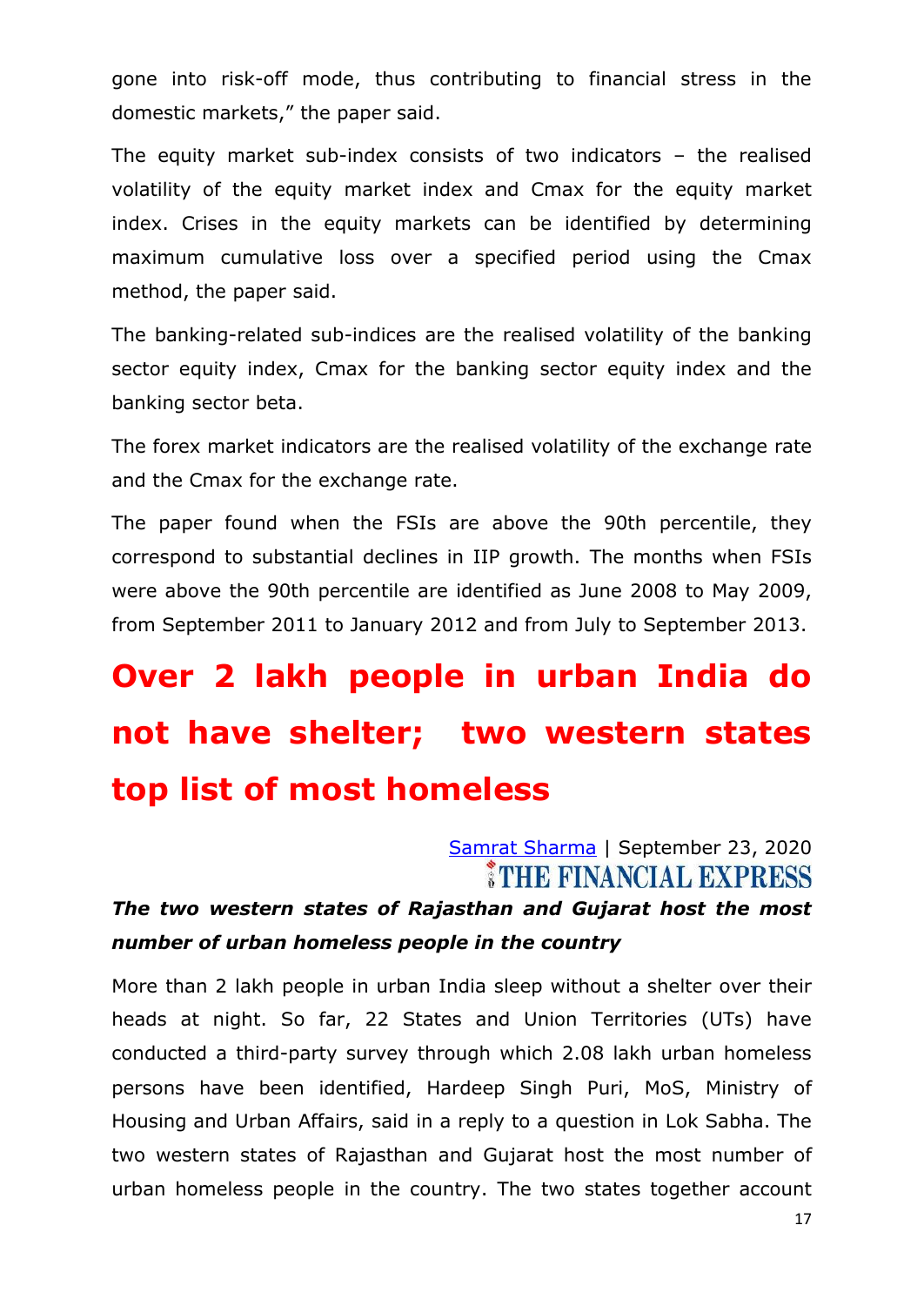gone into risk-off mode, thus contributing to financial stress in the domestic markets," the paper said.

The equity market sub-index consists of two indicators – the realised volatility of the equity market index and Cmax for the equity market index. Crises in the equity markets can be identified by determining maximum cumulative loss over a specified period using the Cmax method, the paper said.

The banking-related sub-indices are the realised volatility of the banking sector equity index, Cmax for the banking sector equity index and the banking sector beta.

The forex market indicators are the realised volatility of the exchange rate and the Cmax for the exchange rate.

The paper found when the FSIs are above the 90th percentile, they correspond to substantial declines in IIP growth. The months when FSIs were above the 90th percentile are identified as June 2008 to May 2009, from September 2011 to January 2012 and from July to September 2013.

# Over 2 lakh people in urban India do not have shelter; two western states top list of most homeless

Samrat Sharma | September 23, 2020
THE FINANCIAL EXPRESS

***The two western states of Rajasthan and Gujarat host the most number of urban homeless people in the country***

More than 2 lakh people in urban India sleep without a shelter over their heads at night. So far, 22 States and Union Territories (UTs) have conducted a third-party survey through which 2.08 lakh urban homeless persons have been identified, Hardeep Singh Puri, MoS, Ministry of Housing and Urban Affairs, said in a reply to a question in Lok Sabha. The two western states of Rajasthan and Gujarat host the most number of urban homeless people in the country. The two states together account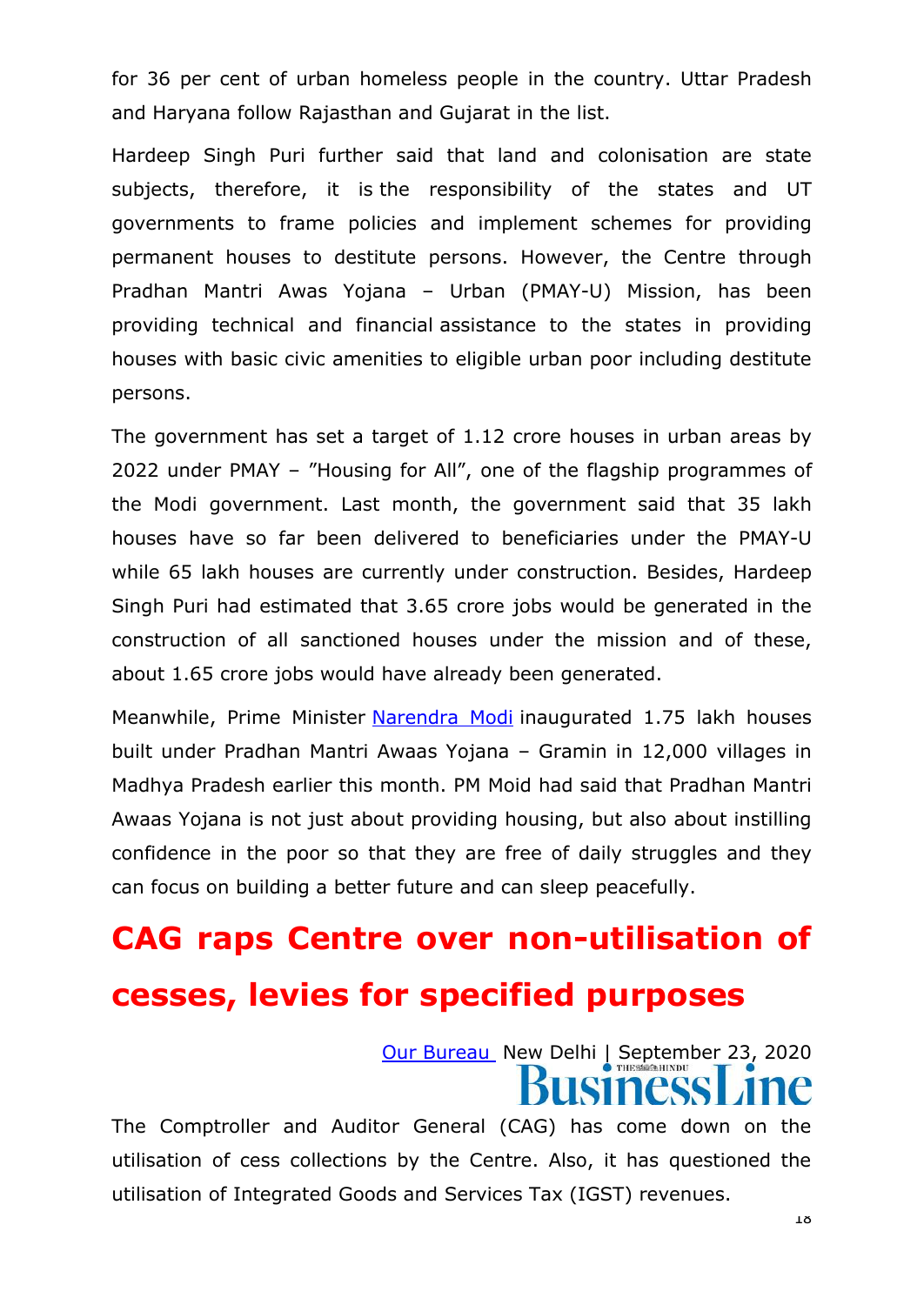for 36 per cent of urban homeless people in the country. Uttar Pradesh and Haryana follow Rajasthan and Gujarat in the list.

Hardeep Singh Puri further said that land and colonisation are state subjects, therefore, it is the responsibility of the states and UT governments to frame policies and implement schemes for providing permanent houses to destitute persons. However, the Centre through Pradhan Mantri Awas Yojana – Urban (PMAY-U) Mission, has been providing technical and financial assistance to the states in providing houses with basic civic amenities to eligible urban poor including destitute persons.

The government has set a target of 1.12 crore houses in urban areas by 2022 under PMAY – "Housing for All", one of the flagship programmes of the Modi government. Last month, the government said that 35 lakh houses have so far been delivered to beneficiaries under the PMAY-U while 65 lakh houses are currently under construction. Besides, Hardeep Singh Puri had estimated that 3.65 crore jobs would be generated in the construction of all sanctioned houses under the mission and of these, about 1.65 crore jobs would have already been generated.

Meanwhile, Prime Minister Narendra Modi inaugurated 1.75 lakh houses built under Pradhan Mantri Awaas Yojana – Gramin in 12,000 villages in Madhya Pradesh earlier this month. PM Moid had said that Pradhan Mantri Awaas Yojana is not just about providing housing, but also about instilling confidence in the poor so that they are free of daily struggles and they can focus on building a better future and can sleep peacefully.

# CAG raps Centre over non-utilisation of cesses, levies for specified purposes

Our Bureau New Delhi | September 23, 2020

BusinessLine

The Comptroller and Auditor General (CAG) has come down on the utilisation of cess collections by the Centre. Also, it has questioned the utilisation of Integrated Goods and Services Tax (IGST) revenues.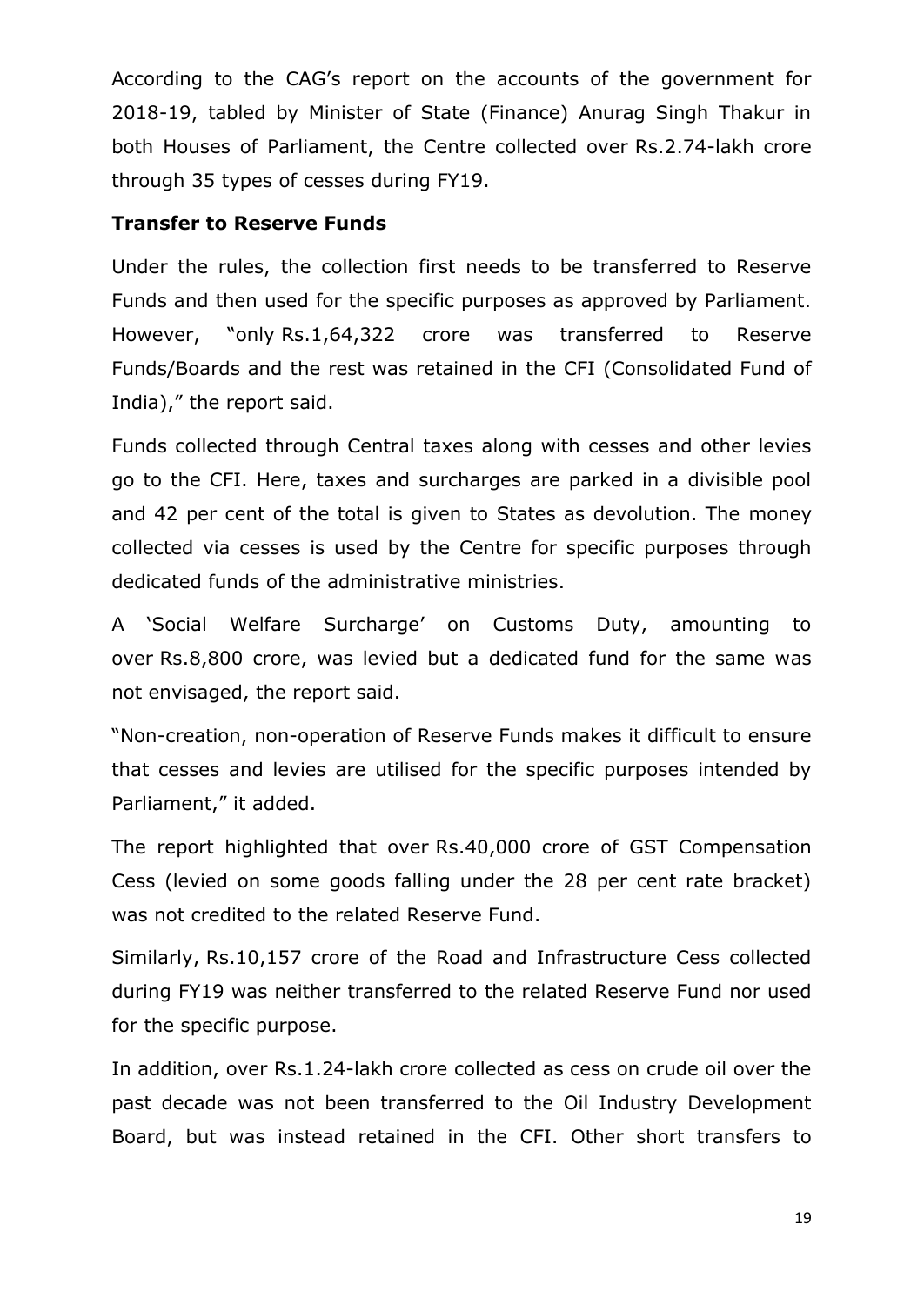According to the CAG's report on the accounts of the government for 2018-19, tabled by Minister of State (Finance) Anurag Singh Thakur in both Houses of Parliament, the Centre collected over Rs.2.74-lakh crore through 35 types of cesses during FY19.

**Transfer to Reserve Funds**

Under the rules, the collection first needs to be transferred to Reserve Funds and then used for the specific purposes as approved by Parliament. However, "only Rs.1,64,322 crore was transferred to Reserve Funds/Boards and the rest was retained in the CFI (Consolidated Fund of India)," the report said.

Funds collected through Central taxes along with cesses and other levies go to the CFI. Here, taxes and surcharges are parked in a divisible pool and 42 per cent of the total is given to States as devolution. The money collected via cesses is used by the Centre for specific purposes through dedicated funds of the administrative ministries.

A 'Social Welfare Surcharge' on Customs Duty, amounting to over Rs.8,800 crore, was levied but a dedicated fund for the same was not envisaged, the report said.

"Non-creation, non-operation of Reserve Funds makes it difficult to ensure that cesses and levies are utilised for the specific purposes intended by Parliament," it added.

The report highlighted that over Rs.40,000 crore of GST Compensation Cess (levied on some goods falling under the 28 per cent rate bracket) was not credited to the related Reserve Fund.

Similarly, Rs.10,157 crore of the Road and Infrastructure Cess collected during FY19 was neither transferred to the related Reserve Fund nor used for the specific purpose.

In addition, over Rs.1.24-lakh crore collected as cess on crude oil over the past decade was not been transferred to the Oil Industry Development Board, but was instead retained in the CFI. Other short transfers to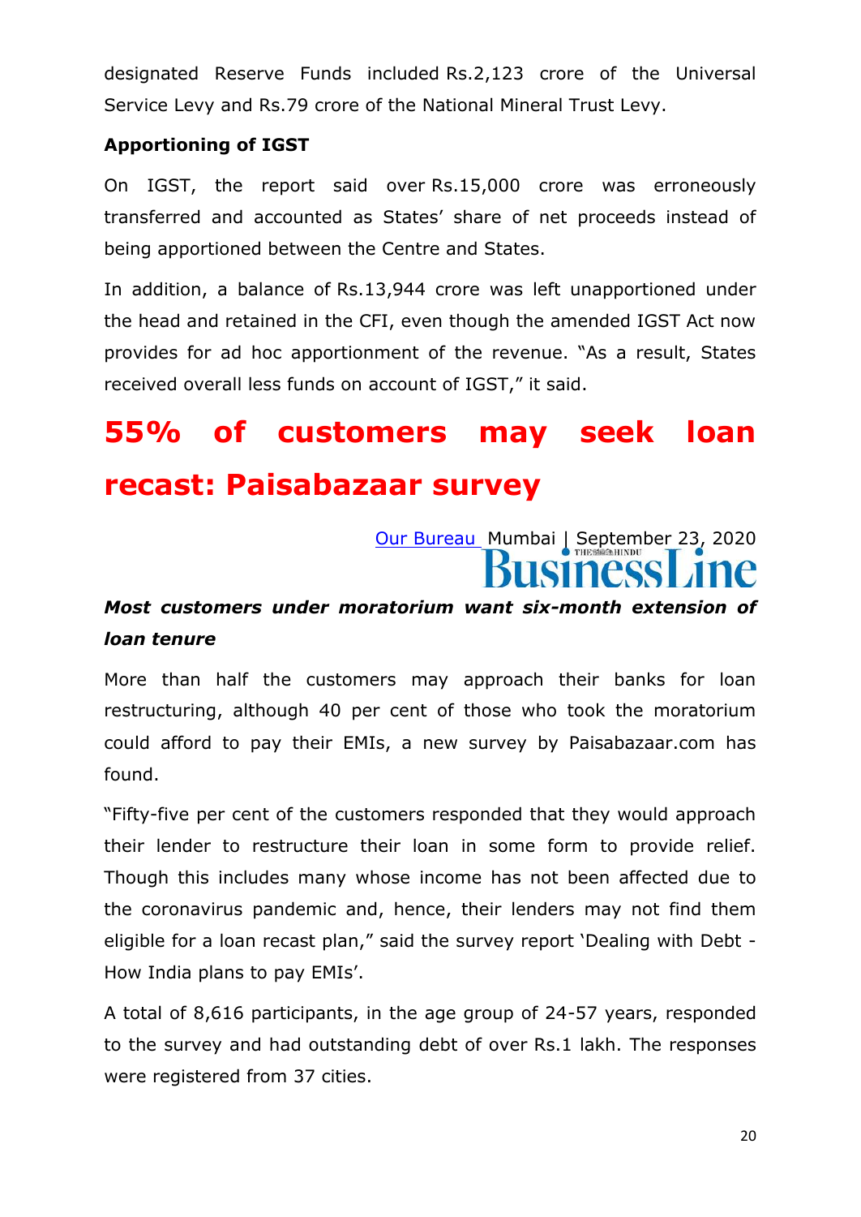designated Reserve Funds included Rs.2,123 crore of the Universal Service Levy and Rs.79 crore of the National Mineral Trust Levy.

**Apportioning of IGST**

On IGST, the report said over Rs.15,000 crore was erroneously transferred and accounted as States' share of net proceeds instead of being apportioned between the Centre and States.

In addition, a balance of Rs.13,944 crore was left unapportioned under the head and retained in the CFI, even though the amended IGST Act now provides for ad hoc apportionment of the revenue. "As a result, States received overall less funds on account of IGST," it said.

# 55% of customers may seek loan recast: Paisabazaar survey

Our Bureau Mumbai | September 23, 2020

BusinessLine

***Most customers under moratorium want six-month extension of loan tenure***

More than half the customers may approach their banks for loan restructuring, although 40 per cent of those who took the moratorium could afford to pay their EMIs, a new survey by Paisabazaar.com has found.

"Fifty-five per cent of the customers responded that they would approach their lender to restructure their loan in some form to provide relief. Though this includes many whose income has not been affected due to the coronavirus pandemic and, hence, their lenders may not find them eligible for a loan recast plan," said the survey report 'Dealing with Debt - How India plans to pay EMIs'.

A total of 8,616 participants, in the age group of 24-57 years, responded to the survey and had outstanding debt of over Rs.1 lakh. The responses were registered from 37 cities.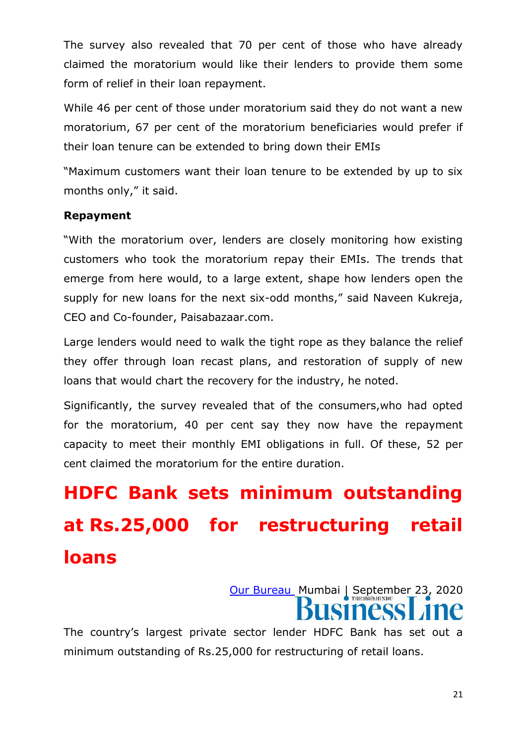The survey also revealed that 70 per cent of those who have already claimed the moratorium would like their lenders to provide them some form of relief in their loan repayment.

While 46 per cent of those under moratorium said they do not want a new moratorium, 67 per cent of the moratorium beneficiaries would prefer if their loan tenure can be extended to bring down their EMIs

"Maximum customers want their loan tenure to be extended by up to six months only," it said.

**Repayment**

"With the moratorium over, lenders are closely monitoring how existing customers who took the moratorium repay their EMIs. The trends that emerge from here would, to a large extent, shape how lenders open the supply for new loans for the next six-odd months," said Naveen Kukreja, CEO and Co-founder, Paisabazaar.com.

Large lenders would need to walk the tight rope as they balance the relief they offer through loan recast plans, and restoration of supply of new loans that would chart the recovery for the industry, he noted.

Significantly, the survey revealed that of the consumers,who had opted for the moratorium, 40 per cent say they now have the repayment capacity to meet their monthly EMI obligations in full. Of these, 52 per cent claimed the moratorium for the entire duration.

# HDFC Bank sets minimum outstanding at Rs.25,000 for restructuring retail loans

Our Bureau Mumbai | September 23, 2020

The Hindu BusinessLine

The country's largest private sector lender HDFC Bank has set out a minimum outstanding of Rs.25,000 for restructuring of retail loans.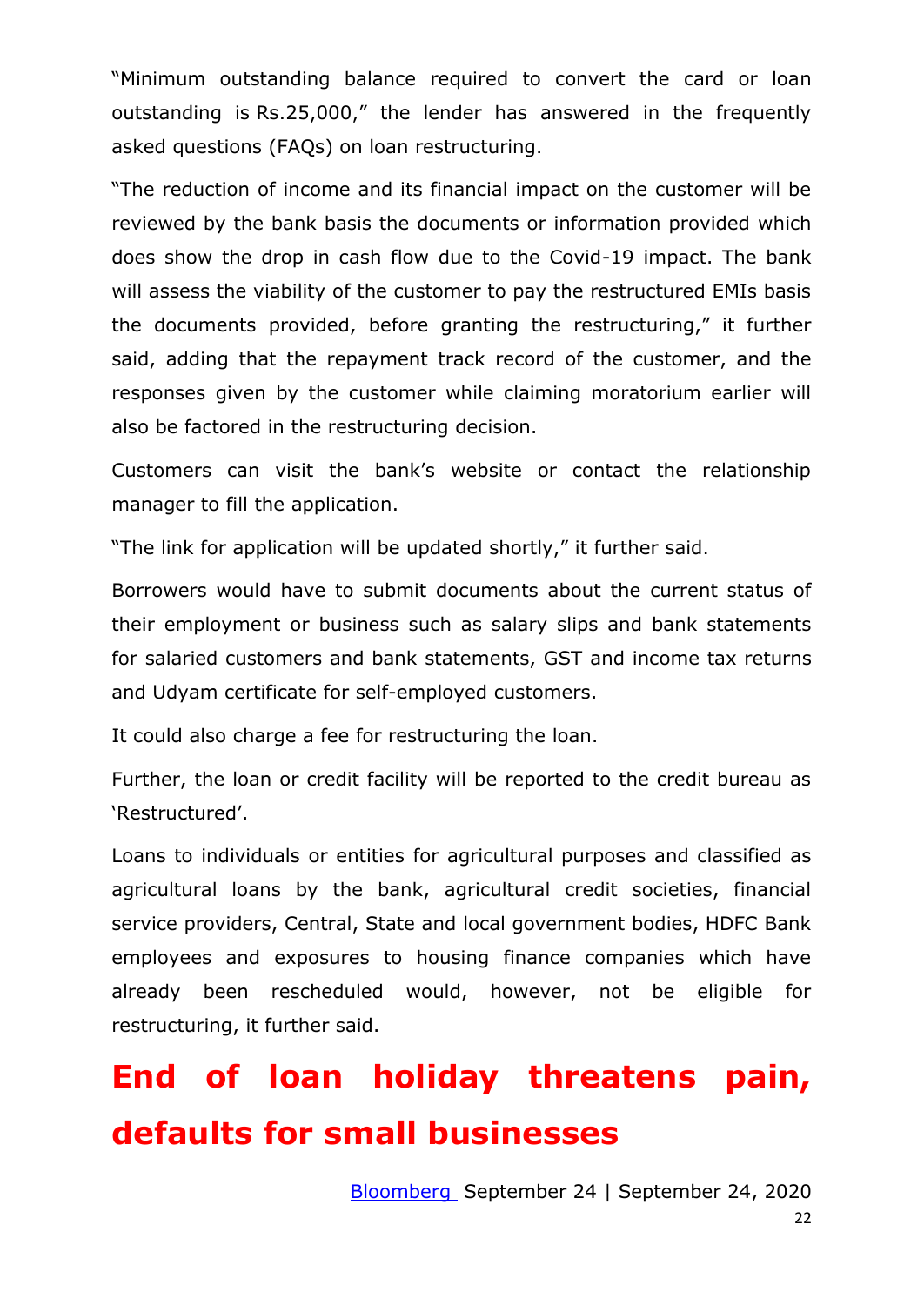"Minimum outstanding balance required to convert the card or loan outstanding is Rs.25,000," the lender has answered in the frequently asked questions (FAQs) on loan restructuring.

"The reduction of income and its financial impact on the customer will be reviewed by the bank basis the documents or information provided which does show the drop in cash flow due to the Covid-19 impact. The bank will assess the viability of the customer to pay the restructured EMIs basis the documents provided, before granting the restructuring," it further said, adding that the repayment track record of the customer, and the responses given by the customer while claiming moratorium earlier will also be factored in the restructuring decision.

Customers can visit the bank's website or contact the relationship manager to fill the application.

"The link for application will be updated shortly," it further said.

Borrowers would have to submit documents about the current status of their employment or business such as salary slips and bank statements for salaried customers and bank statements, GST and income tax returns and Udyam certificate for self-employed customers.

It could also charge a fee for restructuring the loan.

Further, the loan or credit facility will be reported to the credit bureau as 'Restructured'.

Loans to individuals or entities for agricultural purposes and classified as agricultural loans by the bank, agricultural credit societies, financial service providers, Central, State and local government bodies, HDFC Bank employees and exposures to housing finance companies which have already been rescheduled would, however, not be eligible for restructuring, it further said.

# End of loan holiday threatens pain, defaults for small businesses

Bloomberg September 24 | September 24, 2020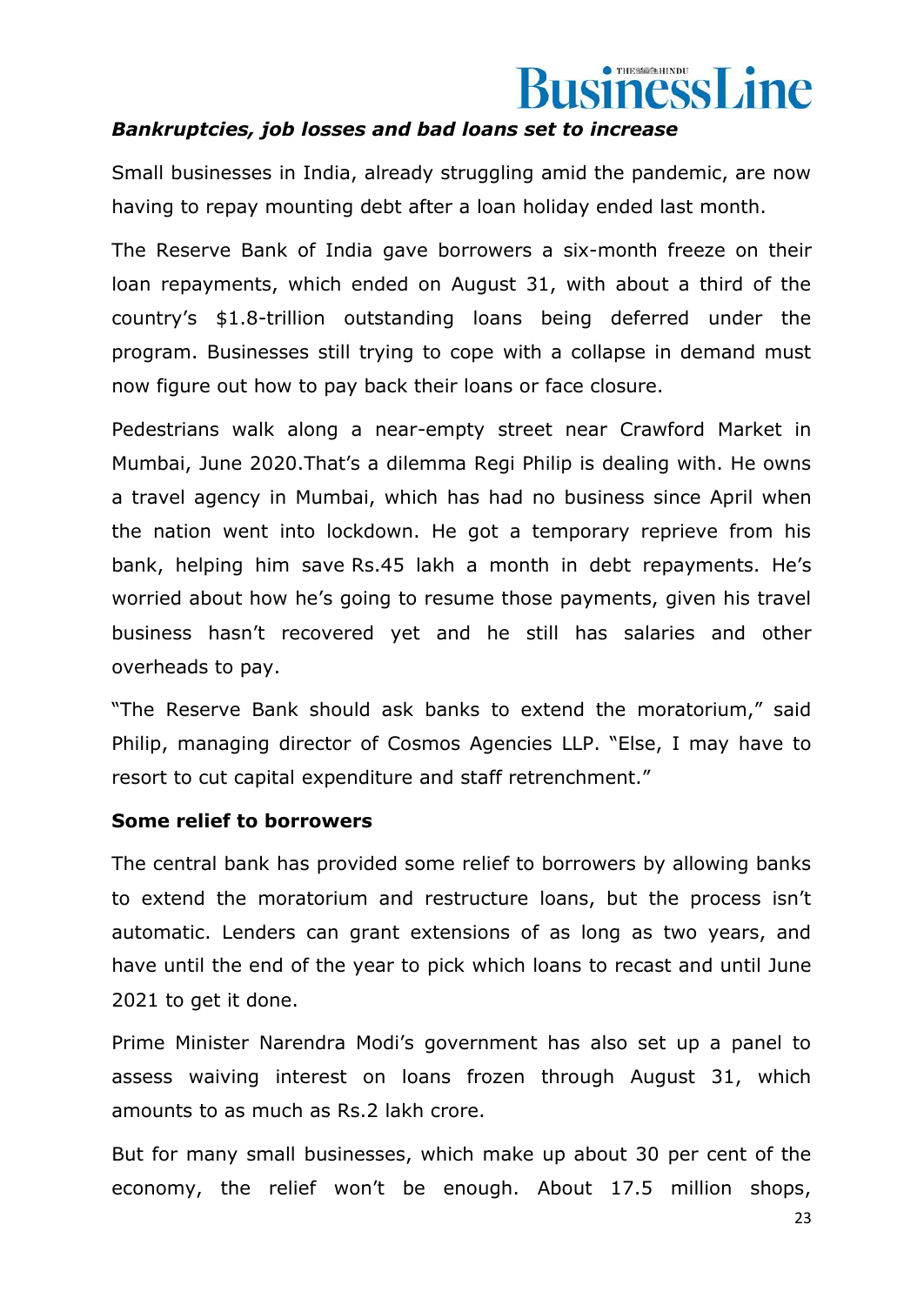***Bankruptcies, job losses and bad loans set to increase***

Small businesses in India, already struggling amid the pandemic, are now having to repay mounting debt after a loan holiday ended last month.

The Reserve Bank of India gave borrowers a six-month freeze on their loan repayments, which ended on August 31, with about a third of the country's $1.8-trillion outstanding loans being deferred under the program. Businesses still trying to cope with a collapse in demand must now figure out how to pay back their loans or face closure.

Pedestrians walk along a near-empty street near Crawford Market in Mumbai, June 2020.That's a dilemma Regi Philip is dealing with. He owns a travel agency in Mumbai, which has had no business since April when the nation went into lockdown. He got a temporary reprieve from his bank, helping him save Rs.45 lakh a month in debt repayments. He's worried about how he's going to resume those payments, given his travel business hasn't recovered yet and he still has salaries and other overheads to pay.

"The Reserve Bank should ask banks to extend the moratorium," said Philip, managing director of Cosmos Agencies LLP. "Else, I may have to resort to cut capital expenditure and staff retrenchment."

**Some relief to borrowers**

The central bank has provided some relief to borrowers by allowing banks to extend the moratorium and restructure loans, but the process isn't automatic. Lenders can grant extensions of as long as two years, and have until the end of the year to pick which loans to recast and until June 2021 to get it done.

Prime Minister Narendra Modi's government has also set up a panel to assess waiving interest on loans frozen through August 31, which amounts to as much as Rs.2 lakh crore.

But for many small businesses, which make up about 30 per cent of the economy, the relief won't be enough. About 17.5 million shops,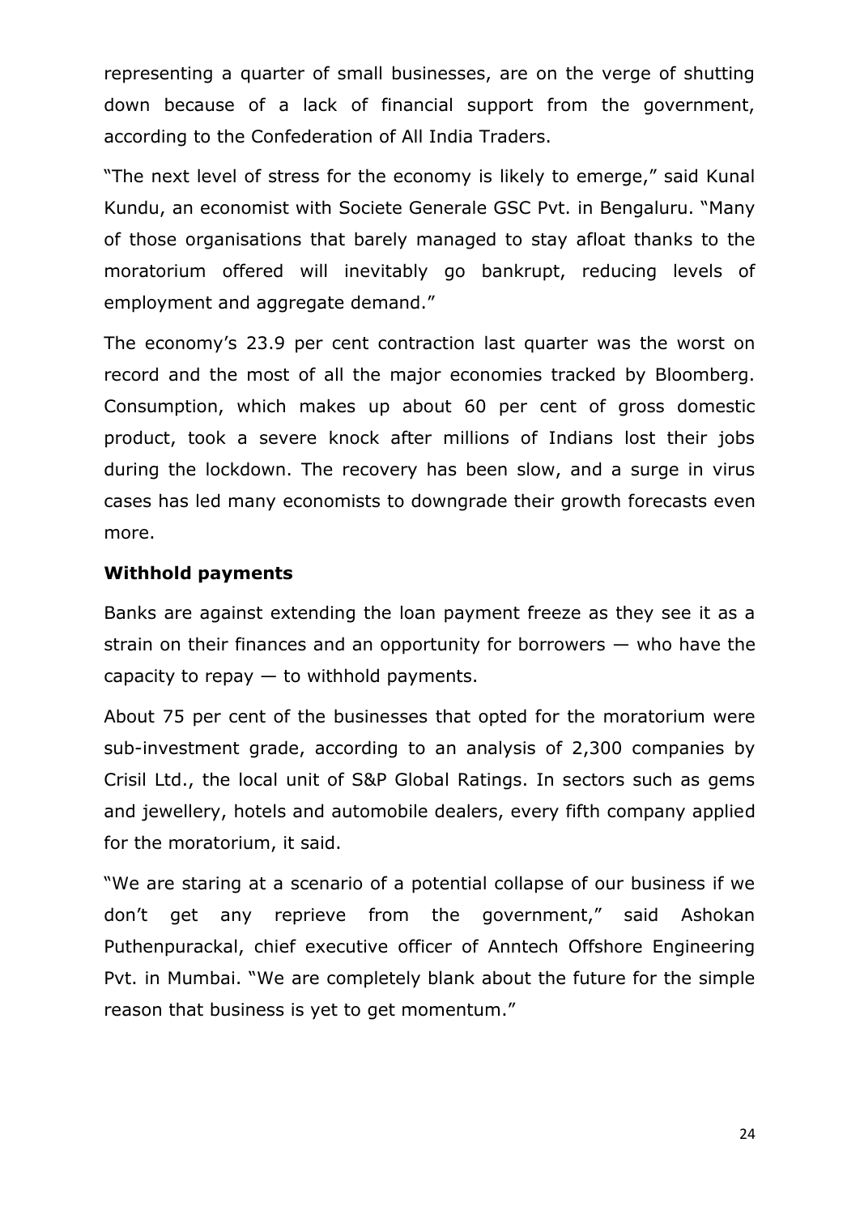representing a quarter of small businesses, are on the verge of shutting down because of a lack of financial support from the government, according to the Confederation of All India Traders.

"The next level of stress for the economy is likely to emerge," said Kunal Kundu, an economist with Societe Generale GSC Pvt. in Bengaluru. "Many of those organisations that barely managed to stay afloat thanks to the moratorium offered will inevitably go bankrupt, reducing levels of employment and aggregate demand."

The economy's 23.9 per cent contraction last quarter was the worst on record and the most of all the major economies tracked by Bloomberg. Consumption, which makes up about 60 per cent of gross domestic product, took a severe knock after millions of Indians lost their jobs during the lockdown. The recovery has been slow, and a surge in virus cases has led many economists to downgrade their growth forecasts even more.

**Withhold payments**

Banks are against extending the loan payment freeze as they see it as a strain on their finances and an opportunity for borrowers — who have the capacity to repay — to withhold payments.

About 75 per cent of the businesses that opted for the moratorium were sub-investment grade, according to an analysis of 2,300 companies by Crisil Ltd., the local unit of S&P Global Ratings. In sectors such as gems and jewellery, hotels and automobile dealers, every fifth company applied for the moratorium, it said.

"We are staring at a scenario of a potential collapse of our business if we don't get any reprieve from the government," said Ashokan Puthenpurackal, chief executive officer of Anntech Offshore Engineering Pvt. in Mumbai. "We are completely blank about the future for the simple reason that business is yet to get momentum."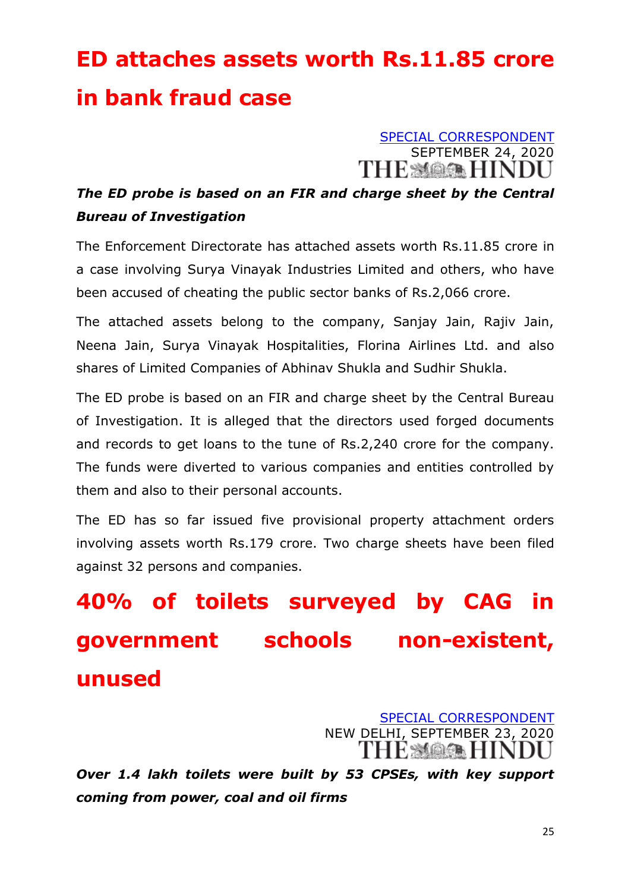# ED attaches assets worth Rs.11.85 crore in bank fraud case

SPECIAL CORRESPONDENT
SEPTEMBER 24, 2020
THE HINDU

***The ED probe is based on an FIR and charge sheet by the Central Bureau of Investigation***

The Enforcement Directorate has attached assets worth Rs.11.85 crore in a case involving Surya Vinayak Industries Limited and others, who have been accused of cheating the public sector banks of Rs.2,066 crore.

The attached assets belong to the company, Sanjay Jain, Rajiv Jain, Neena Jain, Surya Vinayak Hospitalities, Florina Airlines Ltd. and also shares of Limited Companies of Abhinav Shukla and Sudhir Shukla.

The ED probe is based on an FIR and charge sheet by the Central Bureau of Investigation. It is alleged that the directors used forged documents and records to get loans to the tune of Rs.2,240 crore for the company. The funds were diverted to various companies and entities controlled by them and also to their personal accounts.

The ED has so far issued five provisional property attachment orders involving assets worth Rs.179 crore. Two charge sheets have been filed against 32 persons and companies.

# 40% of toilets surveyed by CAG in government schools non-existent, unused

SPECIAL CORRESPONDENT
NEW DELHI, SEPTEMBER 23, 2020
THE HINDU

***Over 1.4 lakh toilets were built by 53 CPSEs, with key support coming from power, coal and oil firms***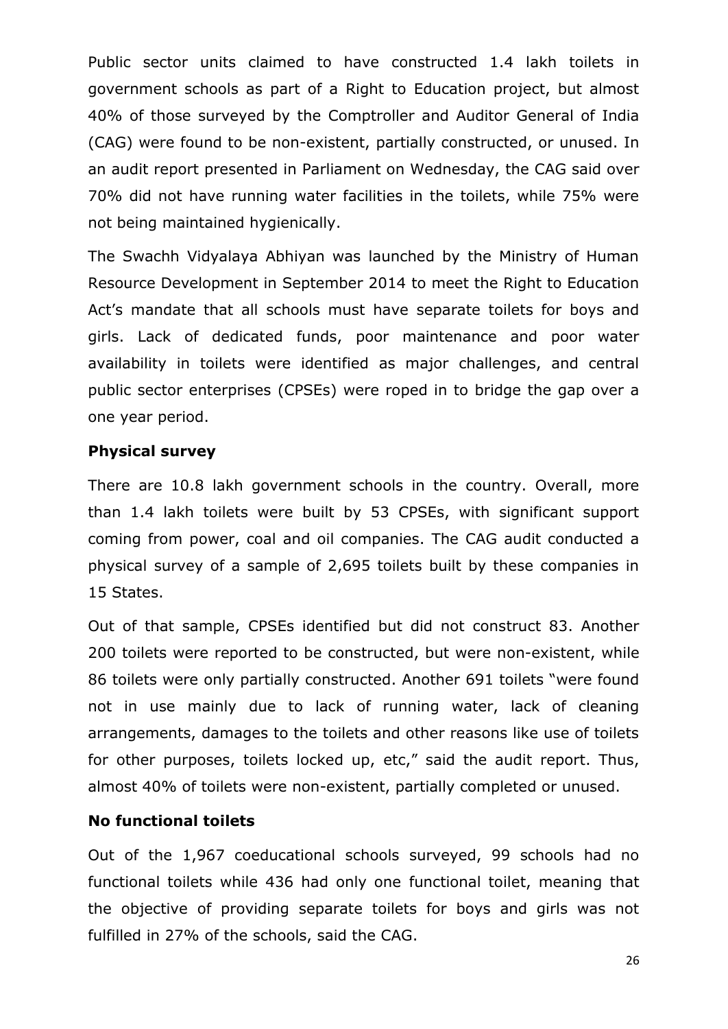Public sector units claimed to have constructed 1.4 lakh toilets in government schools as part of a Right to Education project, but almost 40% of those surveyed by the Comptroller and Auditor General of India (CAG) were found to be non-existent, partially constructed, or unused. In an audit report presented in Parliament on Wednesday, the CAG said over 70% did not have running water facilities in the toilets, while 75% were not being maintained hygienically.

The Swachh Vidyalaya Abhiyan was launched by the Ministry of Human Resource Development in September 2014 to meet the Right to Education Act's mandate that all schools must have separate toilets for boys and girls. Lack of dedicated funds, poor maintenance and poor water availability in toilets were identified as major challenges, and central public sector enterprises (CPSEs) were roped in to bridge the gap over a one year period.

**Physical survey**

There are 10.8 lakh government schools in the country. Overall, more than 1.4 lakh toilets were built by 53 CPSEs, with significant support coming from power, coal and oil companies. The CAG audit conducted a physical survey of a sample of 2,695 toilets built by these companies in 15 States.

Out of that sample, CPSEs identified but did not construct 83. Another 200 toilets were reported to be constructed, but were non-existent, while 86 toilets were only partially constructed. Another 691 toilets "were found not in use mainly due to lack of running water, lack of cleaning arrangements, damages to the toilets and other reasons like use of toilets for other purposes, toilets locked up, etc," said the audit report. Thus, almost 40% of toilets were non-existent, partially completed or unused.

**No functional toilets**

Out of the 1,967 coeducational schools surveyed, 99 schools had no functional toilets while 436 had only one functional toilet, meaning that the objective of providing separate toilets for boys and girls was not fulfilled in 27% of the schools, said the CAG.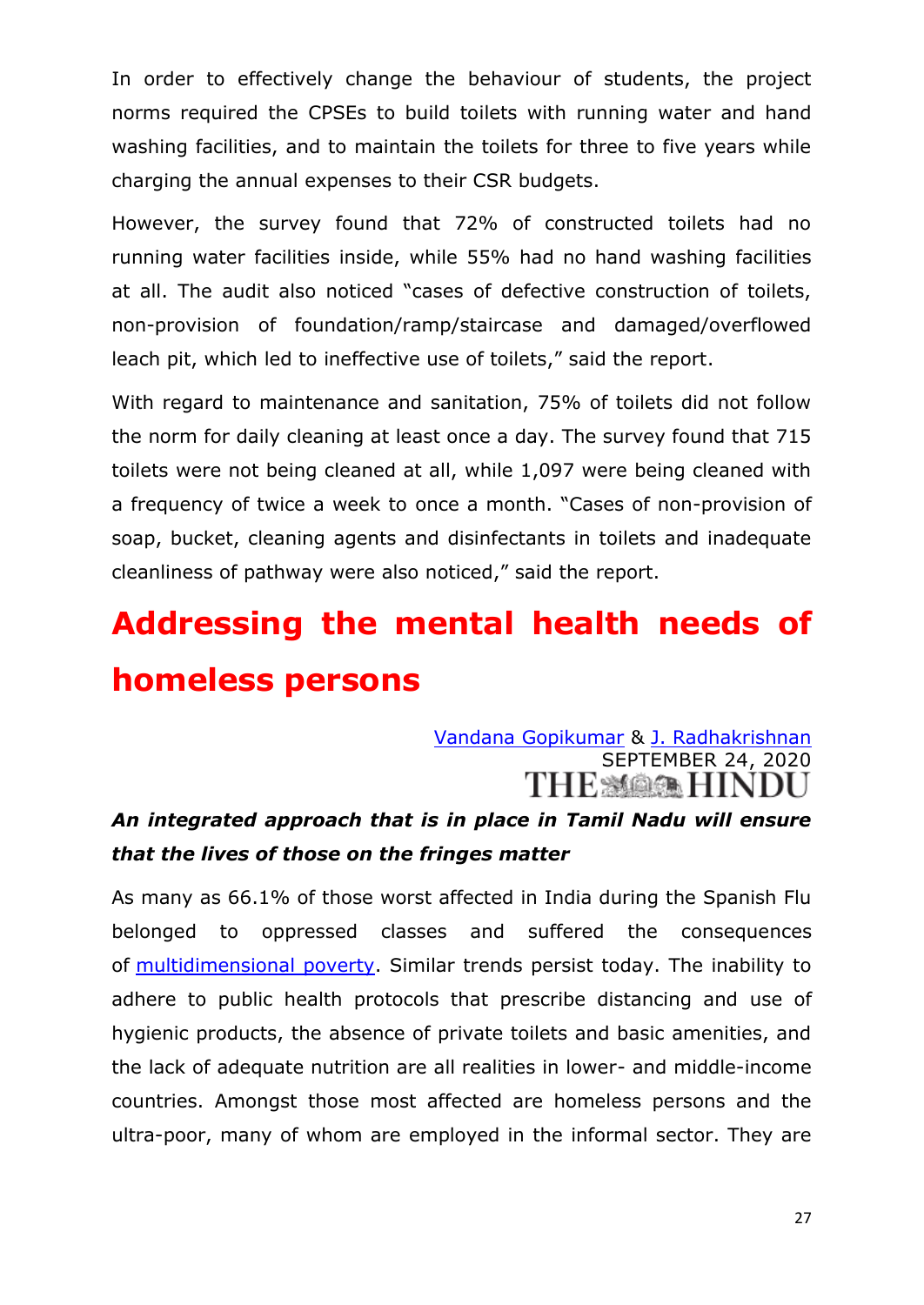In order to effectively change the behaviour of students, the project norms required the CPSEs to build toilets with running water and hand washing facilities, and to maintain the toilets for three to five years while charging the annual expenses to their CSR budgets.

However, the survey found that 72% of constructed toilets had no running water facilities inside, while 55% had no hand washing facilities at all. The audit also noticed "cases of defective construction of toilets, non-provision of foundation/ramp/staircase and damaged/overflowed leach pit, which led to ineffective use of toilets," said the report.

With regard to maintenance and sanitation, 75% of toilets did not follow the norm for daily cleaning at least once a day. The survey found that 715 toilets were not being cleaned at all, while 1,097 were being cleaned with a frequency of twice a week to once a month. "Cases of non-provision of soap, bucket, cleaning agents and disinfectants in toilets and inadequate cleanliness of pathway were also noticed," said the report.

# Addressing the mental health needs of homeless persons

[Vandana Gopikumar](#) & [J. Radhakrishnan](#)
SEPTEMBER 24, 2020
THE HINDU

***An integrated approach that is in place in Tamil Nadu will ensure that the lives of those on the fringes matter***

As many as 66.1% of those worst affected in India during the Spanish Flu belonged to oppressed classes and suffered the consequences of [multidimensional poverty](#). Similar trends persist today. The inability to adhere to public health protocols that prescribe distancing and use of hygienic products, the absence of private toilets and basic amenities, and the lack of adequate nutrition are all realities in lower- and middle-income countries. Amongst those most affected are homeless persons and the ultra-poor, many of whom are employed in the informal sector. They are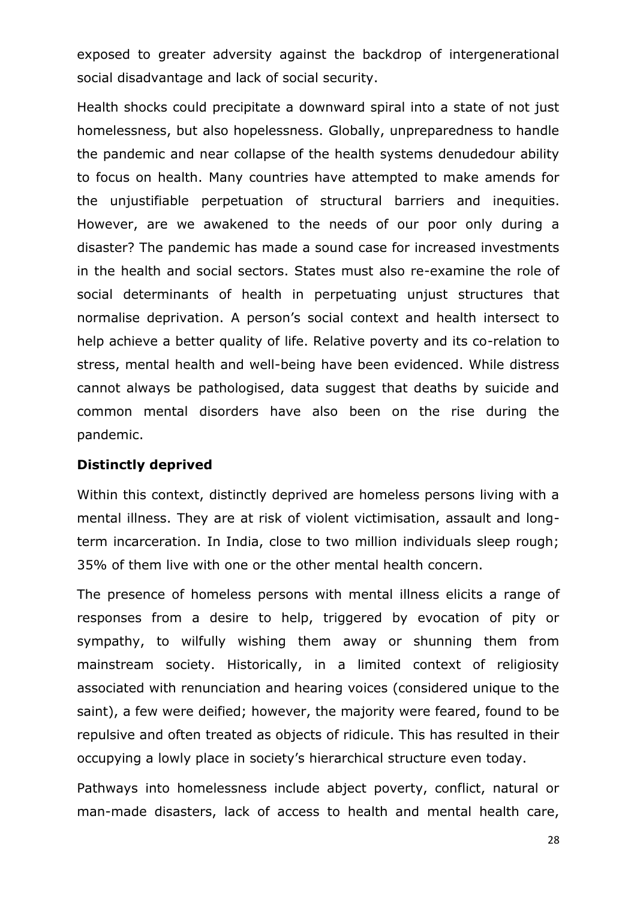exposed to greater adversity against the backdrop of intergenerational social disadvantage and lack of social security.

Health shocks could precipitate a downward spiral into a state of not just homelessness, but also hopelessness. Globally, unpreparedness to handle the pandemic and near collapse of the health systems denudedour ability to focus on health. Many countries have attempted to make amends for the unjustifiable perpetuation of structural barriers and inequities. However, are we awakened to the needs of our poor only during a disaster? The pandemic has made a sound case for increased investments in the health and social sectors. States must also re-examine the role of social determinants of health in perpetuating unjust structures that normalise deprivation. A person's social context and health intersect to help achieve a better quality of life. Relative poverty and its co-relation to stress, mental health and well-being have been evidenced. While distress cannot always be pathologised, data suggest that deaths by suicide and common mental disorders have also been on the rise during the pandemic.

**Distinctly deprived**

Within this context, distinctly deprived are homeless persons living with a mental illness. They are at risk of violent victimisation, assault and long-term incarceration. In India, close to two million individuals sleep rough; 35% of them live with one or the other mental health concern.

The presence of homeless persons with mental illness elicits a range of responses from a desire to help, triggered by evocation of pity or sympathy, to wilfully wishing them away or shunning them from mainstream society. Historically, in a limited context of religiosity associated with renunciation and hearing voices (considered unique to the saint), a few were deified; however, the majority were feared, found to be repulsive and often treated as objects of ridicule. This has resulted in their occupying a lowly place in society's hierarchical structure even today.

Pathways into homelessness include abject poverty, conflict, natural or man-made disasters, lack of access to health and mental health care,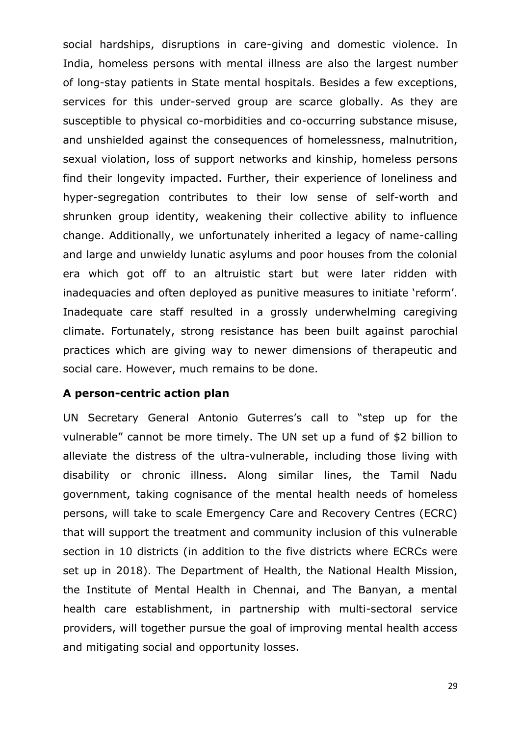social hardships, disruptions in care-giving and domestic violence. In India, homeless persons with mental illness are also the largest number of long-stay patients in State mental hospitals. Besides a few exceptions, services for this under-served group are scarce globally. As they are susceptible to physical co-morbidities and co-occurring substance misuse, and unshielded against the consequences of homelessness, malnutrition, sexual violation, loss of support networks and kinship, homeless persons find their longevity impacted. Further, their experience of loneliness and hyper-segregation contributes to their low sense of self-worth and shrunken group identity, weakening their collective ability to influence change. Additionally, we unfortunately inherited a legacy of name-calling and large and unwieldy lunatic asylums and poor houses from the colonial era which got off to an altruistic start but were later ridden with inadequacies and often deployed as punitive measures to initiate 'reform'. Inadequate care staff resulted in a grossly underwhelming caregiving climate. Fortunately, strong resistance has been built against parochial practices which are giving way to newer dimensions of therapeutic and social care. However, much remains to be done.

**A person-centric action plan**

UN Secretary General Antonio Guterres's call to "step up for the vulnerable" cannot be more timely. The UN set up a fund of $2 billion to alleviate the distress of the ultra-vulnerable, including those living with disability or chronic illness. Along similar lines, the Tamil Nadu government, taking cognisance of the mental health needs of homeless persons, will take to scale Emergency Care and Recovery Centres (ECRC) that will support the treatment and community inclusion of this vulnerable section in 10 districts (in addition to the five districts where ECRCs were set up in 2018). The Department of Health, the National Health Mission, the Institute of Mental Health in Chennai, and The Banyan, a mental health care establishment, in partnership with multi-sectoral service providers, will together pursue the goal of improving mental health access and mitigating social and opportunity losses.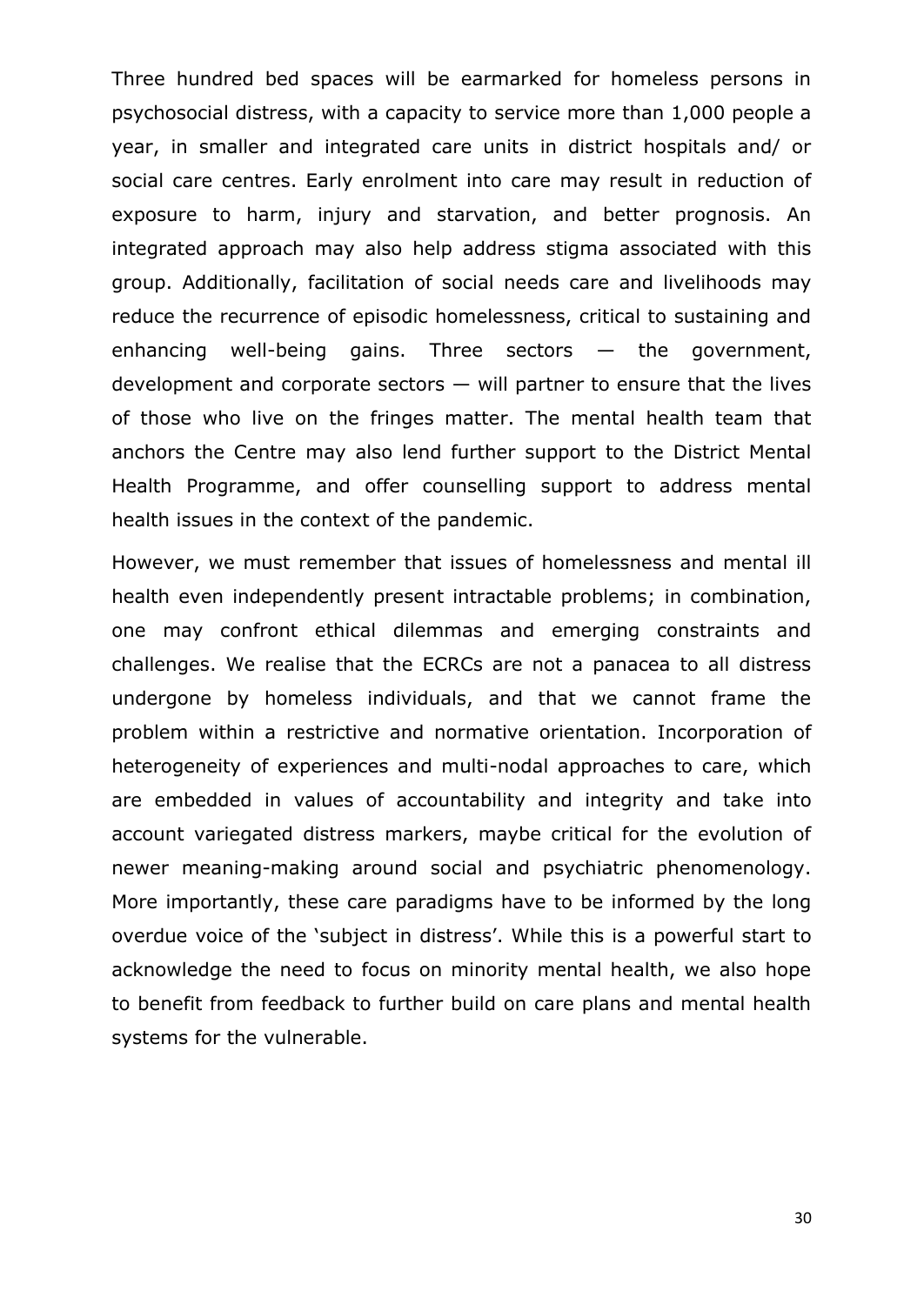Three hundred bed spaces will be earmarked for homeless persons in psychosocial distress, with a capacity to service more than 1,000 people a year, in smaller and integrated care units in district hospitals and/ or social care centres. Early enrolment into care may result in reduction of exposure to harm, injury and starvation, and better prognosis. An integrated approach may also help address stigma associated with this group. Additionally, facilitation of social needs care and livelihoods may reduce the recurrence of episodic homelessness, critical to sustaining and enhancing well-being gains. Three sectors — the government, development and corporate sectors — will partner to ensure that the lives of those who live on the fringes matter. The mental health team that anchors the Centre may also lend further support to the District Mental Health Programme, and offer counselling support to address mental health issues in the context of the pandemic.

However, we must remember that issues of homelessness and mental ill health even independently present intractable problems; in combination, one may confront ethical dilemmas and emerging constraints and challenges. We realise that the ECRCs are not a panacea to all distress undergone by homeless individuals, and that we cannot frame the problem within a restrictive and normative orientation. Incorporation of heterogeneity of experiences and multi-nodal approaches to care, which are embedded in values of accountability and integrity and take into account variegated distress markers, maybe critical for the evolution of newer meaning-making around social and psychiatric phenomenology. More importantly, these care paradigms have to be informed by the long overdue voice of the 'subject in distress'. While this is a powerful start to acknowledge the need to focus on minority mental health, we also hope to benefit from feedback to further build on care plans and mental health systems for the vulnerable.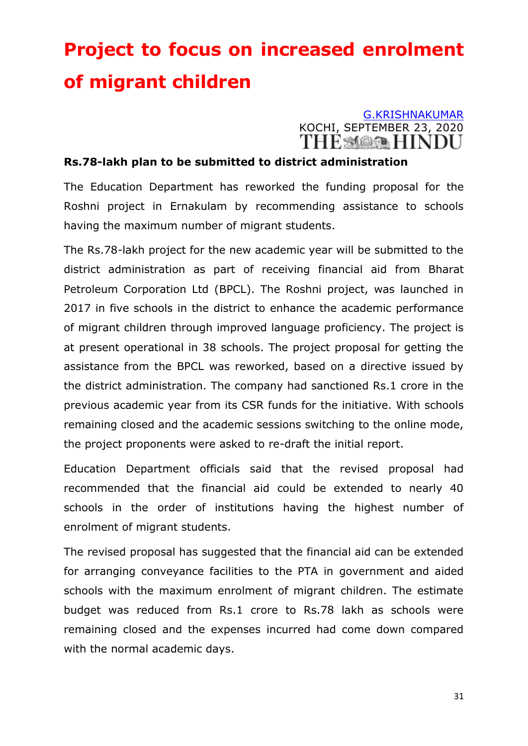# Project to focus on increased enrolment of migrant children

G.KRISHNAKUMAR
KOCHI, SEPTEMBER 23, 2020
THE HINDU

**Rs.78-lakh plan to be submitted to district administration**

The Education Department has reworked the funding proposal for the Roshni project in Ernakulam by recommending assistance to schools having the maximum number of migrant students.

The Rs.78-lakh project for the new academic year will be submitted to the district administration as part of receiving financial aid from Bharat Petroleum Corporation Ltd (BPCL). The Roshni project, was launched in 2017 in five schools in the district to enhance the academic performance of migrant children through improved language proficiency. The project is at present operational in 38 schools. The project proposal for getting the assistance from the BPCL was reworked, based on a directive issued by the district administration. The company had sanctioned Rs.1 crore in the previous academic year from its CSR funds for the initiative. With schools remaining closed and the academic sessions switching to the online mode, the project proponents were asked to re-draft the initial report.

Education Department officials said that the revised proposal had recommended that the financial aid could be extended to nearly 40 schools in the order of institutions having the highest number of enrolment of migrant students.

The revised proposal has suggested that the financial aid can be extended for arranging conveyance facilities to the PTA in government and aided schools with the maximum enrolment of migrant children. The estimate budget was reduced from Rs.1 crore to Rs.78 lakh as schools were remaining closed and the expenses incurred had come down compared with the normal academic days.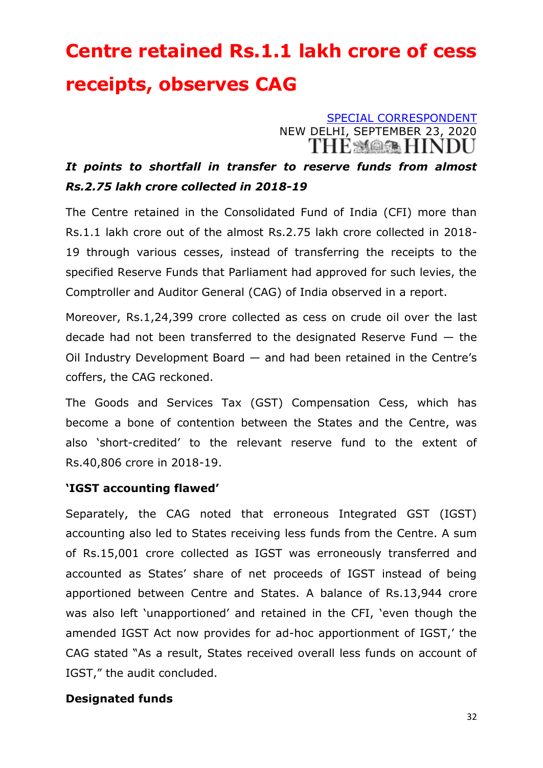# Centre retained Rs.1.1 lakh crore of cess receipts, observes CAG

SPECIAL CORRESPONDENT
NEW DELHI, SEPTEMBER 23, 2020
THE HINDU

***It points to shortfall in transfer to reserve funds from almost Rs.2.75 lakh crore collected in 2018-19***

The Centre retained in the Consolidated Fund of India (CFI) more than Rs.1.1 lakh crore out of the almost Rs.2.75 lakh crore collected in 2018-19 through various cesses, instead of transferring the receipts to the specified Reserve Funds that Parliament had approved for such levies, the Comptroller and Auditor General (CAG) of India observed in a report.

Moreover, Rs.1,24,399 crore collected as cess on crude oil over the last decade had not been transferred to the designated Reserve Fund — the Oil Industry Development Board — and had been retained in the Centre's coffers, the CAG reckoned.

The Goods and Services Tax (GST) Compensation Cess, which has become a bone of contention between the States and the Centre, was also 'short-credited' to the relevant reserve fund to the extent of Rs.40,806 crore in 2018-19.

**'IGST accounting flawed'**

Separately, the CAG noted that erroneous Integrated GST (IGST) accounting also led to States receiving less funds from the Centre. A sum of Rs.15,001 crore collected as IGST was erroneously transferred and accounted as States' share of net proceeds of IGST instead of being apportioned between Centre and States. A balance of Rs.13,944 crore was also left 'unapportioned' and retained in the CFI, 'even though the amended IGST Act now provides for ad-hoc apportionment of IGST,' the CAG stated "As a result, States received overall less funds on account of IGST," the audit concluded.

**Designated funds**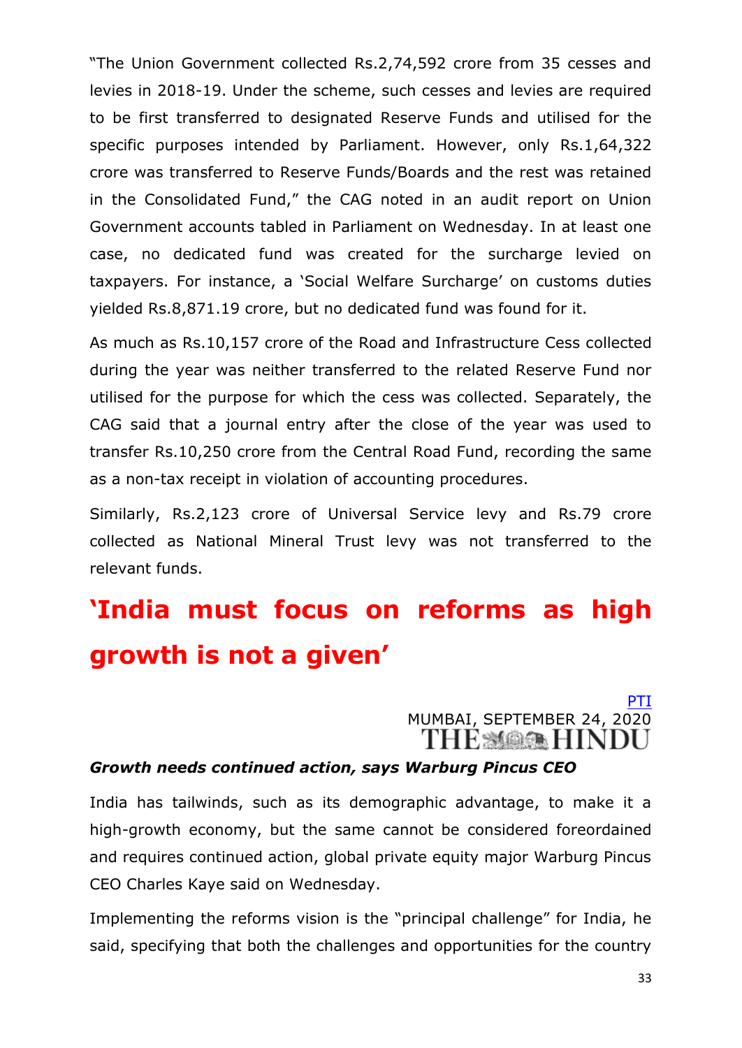"The Union Government collected Rs.2,74,592 crore from 35 cesses and levies in 2018-19. Under the scheme, such cesses and levies are required to be first transferred to designated Reserve Funds and utilised for the specific purposes intended by Parliament. However, only Rs.1,64,322 crore was transferred to Reserve Funds/Boards and the rest was retained in the Consolidated Fund," the CAG noted in an audit report on Union Government accounts tabled in Parliament on Wednesday. In at least one case, no dedicated fund was created for the surcharge levied on taxpayers. For instance, a 'Social Welfare Surcharge' on customs duties yielded Rs.8,871.19 crore, but no dedicated fund was found for it.

As much as Rs.10,157 crore of the Road and Infrastructure Cess collected during the year was neither transferred to the related Reserve Fund nor utilised for the purpose for which the cess was collected. Separately, the CAG said that a journal entry after the close of the year was used to transfer Rs.10,250 crore from the Central Road Fund, recording the same as a non-tax receipt in violation of accounting procedures.

Similarly, Rs.2,123 crore of Universal Service levy and Rs.79 crore collected as National Mineral Trust levy was not transferred to the relevant funds.

# 'India must focus on reforms as high growth is not a given'

PTI
MUMBAI, SEPTEMBER 24, 2020
THE HINDU

***Growth needs continued action, says Warburg Pincus CEO***

India has tailwinds, such as its demographic advantage, to make it a high-growth economy, but the same cannot be considered foreordained and requires continued action, global private equity major Warburg Pincus CEO Charles Kaye said on Wednesday.

Implementing the reforms vision is the "principal challenge" for India, he said, specifying that both the challenges and opportunities for the country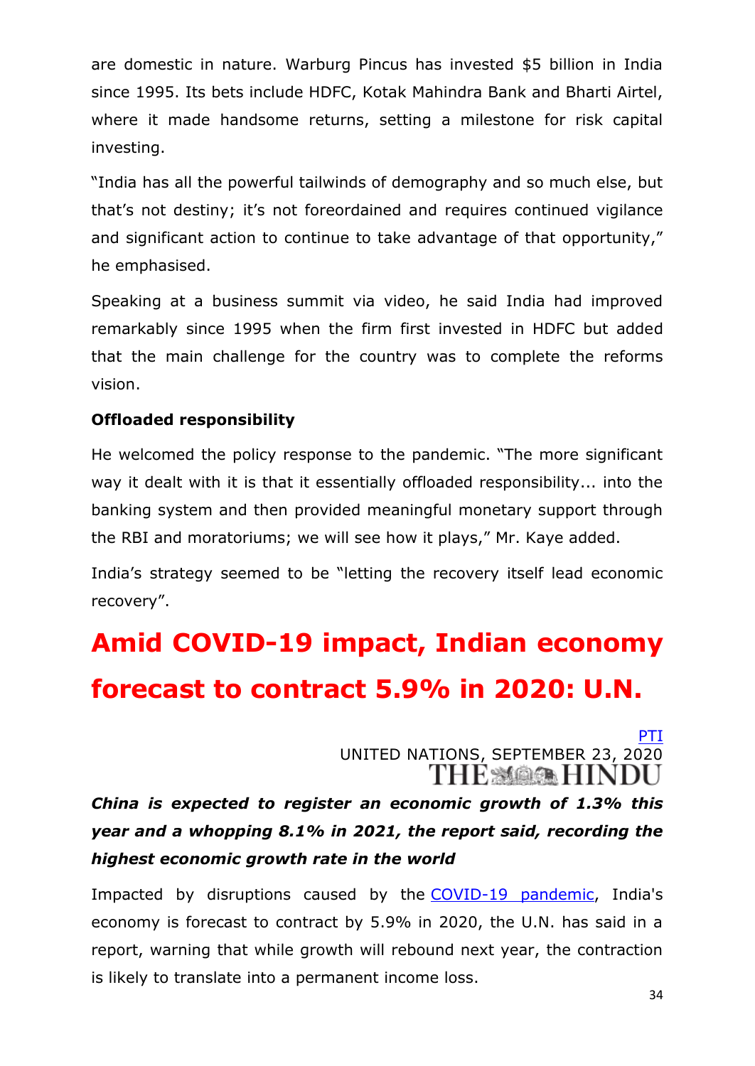are domestic in nature. Warburg Pincus has invested $5 billion in India since 1995. Its bets include HDFC, Kotak Mahindra Bank and Bharti Airtel, where it made handsome returns, setting a milestone for risk capital investing.

"India has all the powerful tailwinds of demography and so much else, but that's not destiny; it's not foreordained and requires continued vigilance and significant action to continue to take advantage of that opportunity," he emphasised.

Speaking at a business summit via video, he said India had improved remarkably since 1995 when the firm first invested in HDFC but added that the main challenge for the country was to complete the reforms vision.

**Offloaded responsibility**

He welcomed the policy response to the pandemic. "The more significant way it dealt with it is that it essentially offloaded responsibility... into the banking system and then provided meaningful monetary support through the RBI and moratoriums; we will see how it plays," Mr. Kaye added.

India's strategy seemed to be "letting the recovery itself lead economic recovery".

# Amid COVID-19 impact, Indian economy forecast to contract 5.9% in 2020: U.N.

PTI
UNITED NATIONS, SEPTEMBER 23, 2020
THE HINDU

***China is expected to register an economic growth of 1.3% this year and a whopping 8.1% in 2021, the report said, recording the highest economic growth rate in the world***

Impacted by disruptions caused by the COVID-19 pandemic, India's economy is forecast to contract by 5.9% in 2020, the U.N. has said in a report, warning that while growth will rebound next year, the contraction is likely to translate into a permanent income loss.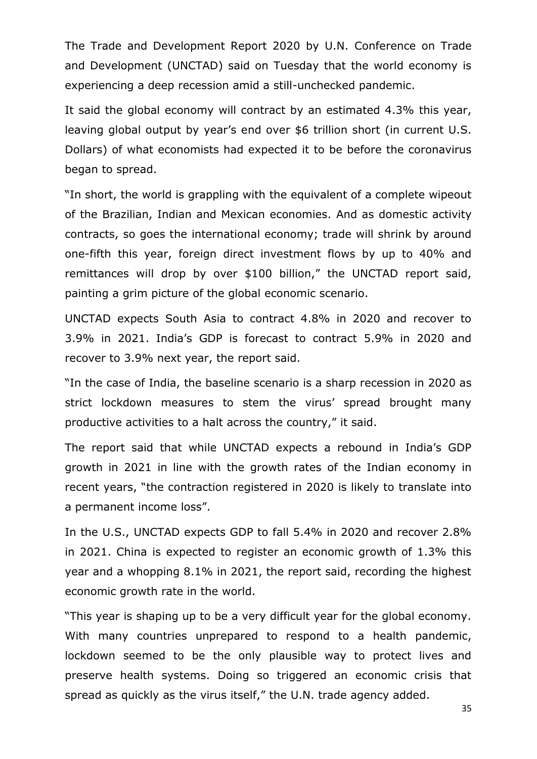The Trade and Development Report 2020 by U.N. Conference on Trade and Development (UNCTAD) said on Tuesday that the world economy is experiencing a deep recession amid a still-unchecked pandemic.

It said the global economy will contract by an estimated 4.3% this year, leaving global output by year's end over $6 trillion short (in current U.S. Dollars) of what economists had expected it to be before the coronavirus began to spread.

"In short, the world is grappling with the equivalent of a complete wipeout of the Brazilian, Indian and Mexican economies. And as domestic activity contracts, so goes the international economy; trade will shrink by around one-fifth this year, foreign direct investment flows by up to 40% and remittances will drop by over $100 billion," the UNCTAD report said, painting a grim picture of the global economic scenario.

UNCTAD expects South Asia to contract 4.8% in 2020 and recover to 3.9% in 2021. India's GDP is forecast to contract 5.9% in 2020 and recover to 3.9% next year, the report said.

"In the case of India, the baseline scenario is a sharp recession in 2020 as strict lockdown measures to stem the virus' spread brought many productive activities to a halt across the country," it said.

The report said that while UNCTAD expects a rebound in India's GDP growth in 2021 in line with the growth rates of the Indian economy in recent years, "the contraction registered in 2020 is likely to translate into a permanent income loss".

In the U.S., UNCTAD expects GDP to fall 5.4% in 2020 and recover 2.8% in 2021. China is expected to register an economic growth of 1.3% this year and a whopping 8.1% in 2021, the report said, recording the highest economic growth rate in the world.

"This year is shaping up to be a very difficult year for the global economy. With many countries unprepared to respond to a health pandemic, lockdown seemed to be the only plausible way to protect lives and preserve health systems. Doing so triggered an economic crisis that spread as quickly as the virus itself," the U.N. trade agency added.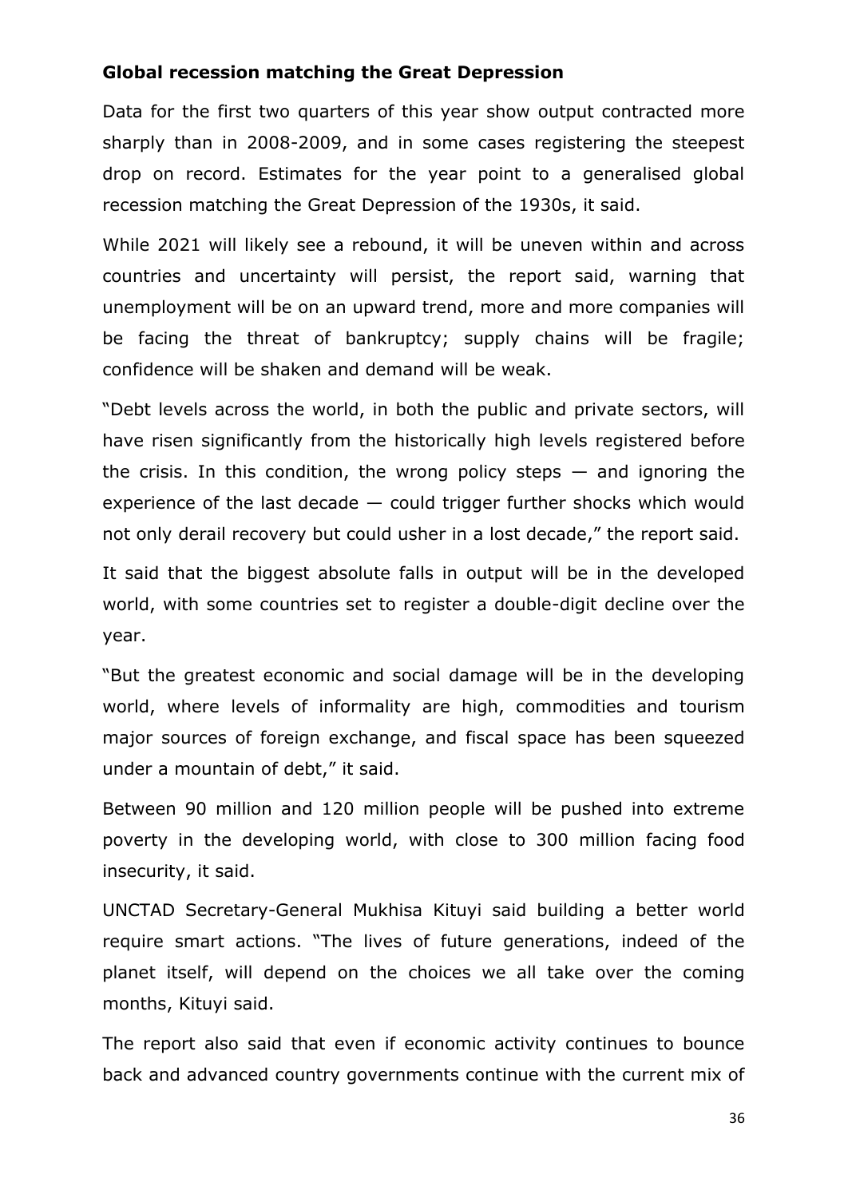**Global recession matching the Great Depression**

Data for the first two quarters of this year show output contracted more sharply than in 2008-2009, and in some cases registering the steepest drop on record. Estimates for the year point to a generalised global recession matching the Great Depression of the 1930s, it said.

While 2021 will likely see a rebound, it will be uneven within and across countries and uncertainty will persist, the report said, warning that unemployment will be on an upward trend, more and more companies will be facing the threat of bankruptcy; supply chains will be fragile; confidence will be shaken and demand will be weak.

"Debt levels across the world, in both the public and private sectors, will have risen significantly from the historically high levels registered before the crisis. In this condition, the wrong policy steps — and ignoring the experience of the last decade — could trigger further shocks which would not only derail recovery but could usher in a lost decade," the report said.

It said that the biggest absolute falls in output will be in the developed world, with some countries set to register a double-digit decline over the year.

"But the greatest economic and social damage will be in the developing world, where levels of informality are high, commodities and tourism major sources of foreign exchange, and fiscal space has been squeezed under a mountain of debt," it said.

Between 90 million and 120 million people will be pushed into extreme poverty in the developing world, with close to 300 million facing food insecurity, it said.

UNCTAD Secretary-General Mukhisa Kituyi said building a better world require smart actions. "The lives of future generations, indeed of the planet itself, will depend on the choices we all take over the coming months, Kituyi said.

The report also said that even if economic activity continues to bounce back and advanced country governments continue with the current mix of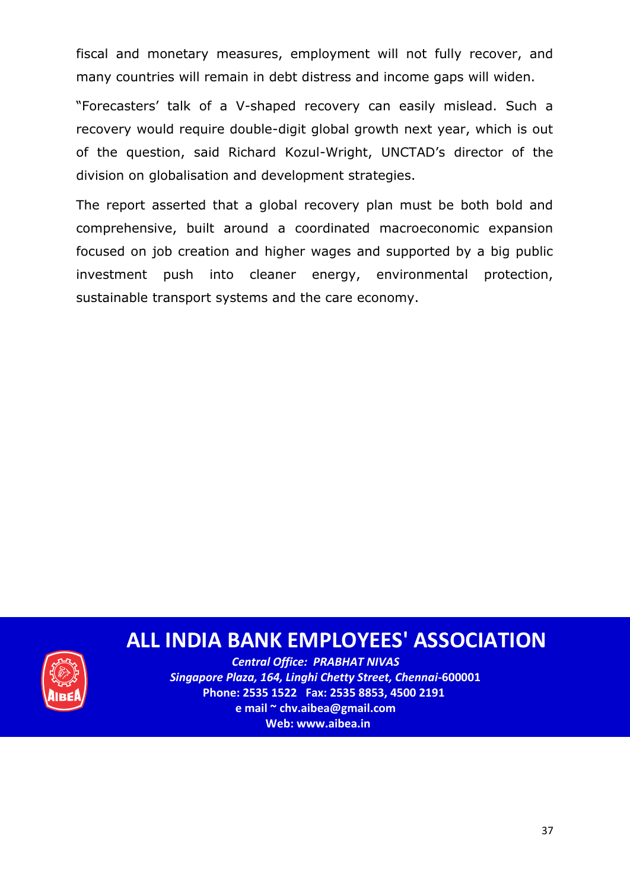fiscal and monetary measures, employment will not fully recover, and many countries will remain in debt distress and income gaps will widen.

"Forecasters' talk of a V-shaped recovery can easily mislead. Such a recovery would require double-digit global growth next year, which is out of the question, said Richard Kozul-Wright, UNCTAD's director of the division on globalisation and development strategies.

The report asserted that a global recovery plan must be both bold and comprehensive, built around a coordinated macroeconomic expansion focused on job creation and higher wages and supported by a big public investment push into cleaner energy, environmental protection, sustainable transport systems and the care economy.

## ALL INDIA BANK EMPLOYEES' ASSOCIATION

***Central Office: PRABHAT NIVAS***
***Singapore Plaza, 164, Linghi Chetty Street, Chennai*-600001**
**Phone: 2535 1522 Fax: 2535 8853, 4500 2191**
**e mail ~ chv.aibea@gmail.com**
**Web: www.aibea.in**